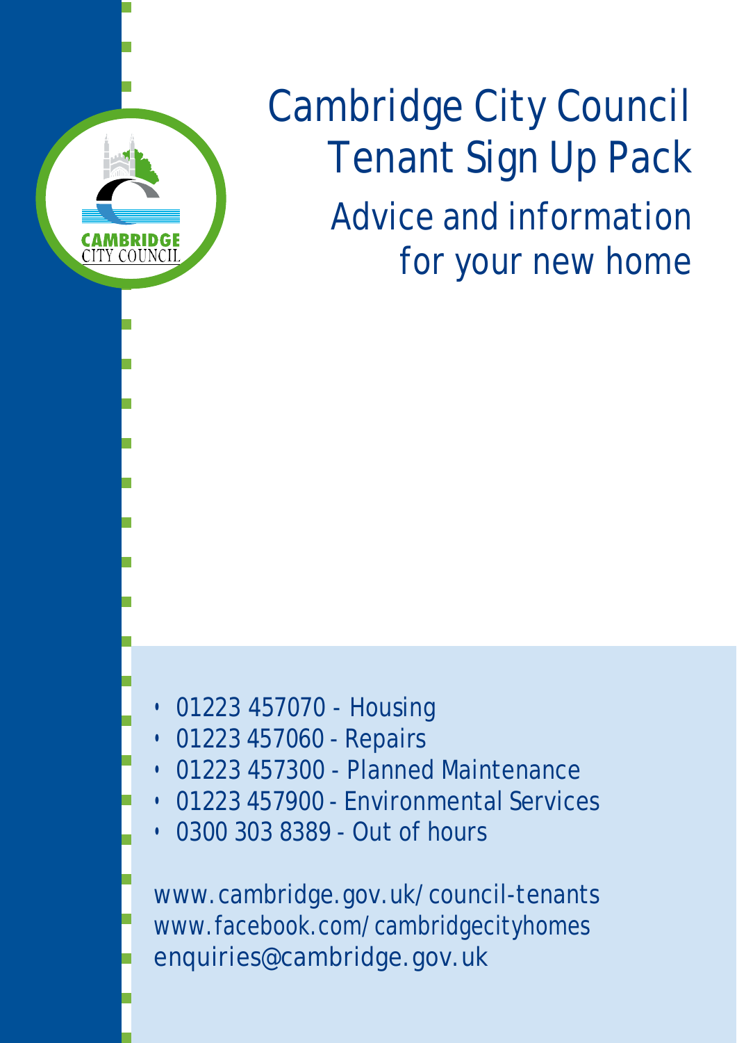# Cambridge City Council Tenant Sign Up Pack

## Advice and information for your new home

- 01223 457070 - Housing
- 01223 457060 - Repairs
- 01223 457300 - Planned Maintenance
- 01223 457900 - Environmental Services
- 0300 303 8389 - Out of hours

www.cambridge.gov.uk/council-tenants
www.facebook.com/cambridgecityhomes
enquiries@cambridge.gov.uk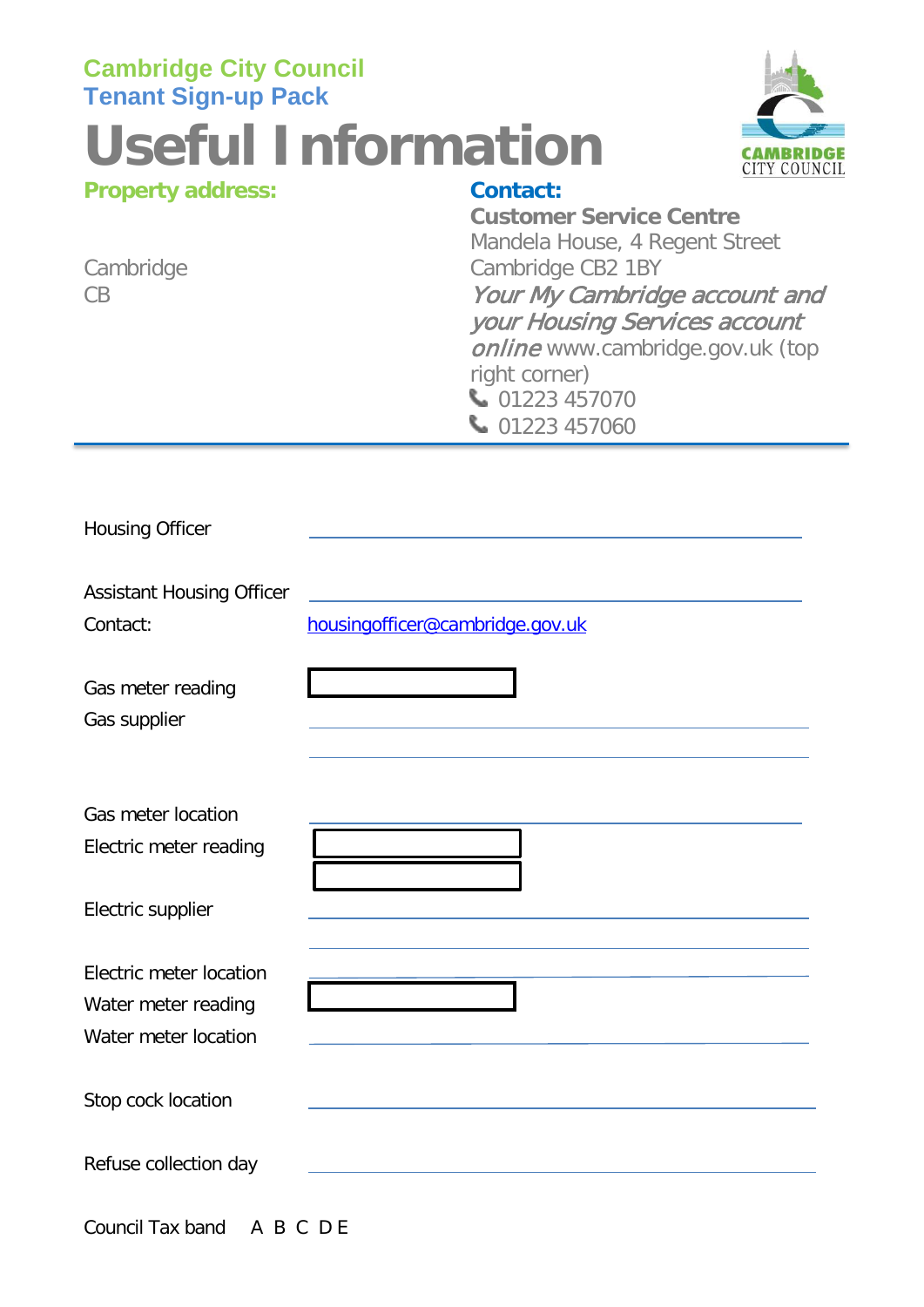**Cambridge City Council**
**Tenant Sign-up Pack**

# Useful Information

**Property address:**

Cambridge
CB

**Contact:**

**Customer Service Centre**
Mandela House, 4 Regent Street
Cambridge CB2 1BY
*Your My Cambridge account and your Housing Services account online* www.cambridge.gov.uk (top right corner)
01223 457070
01223 457060

---

Housing Officer ______________________

Assistant Housing Officer ______________________

Contact: housingofficer@cambridge.gov.uk

Gas meter reading ☐

Gas supplier ______________________

Gas meter location ______________________

Electric meter reading ☐ ☐

Electric supplier ______________________

Electric meter location ______________________

Water meter reading ☐

Water meter location ______________________

Stop cock location ______________________

Refuse collection day ______________________

Council Tax band A B C D E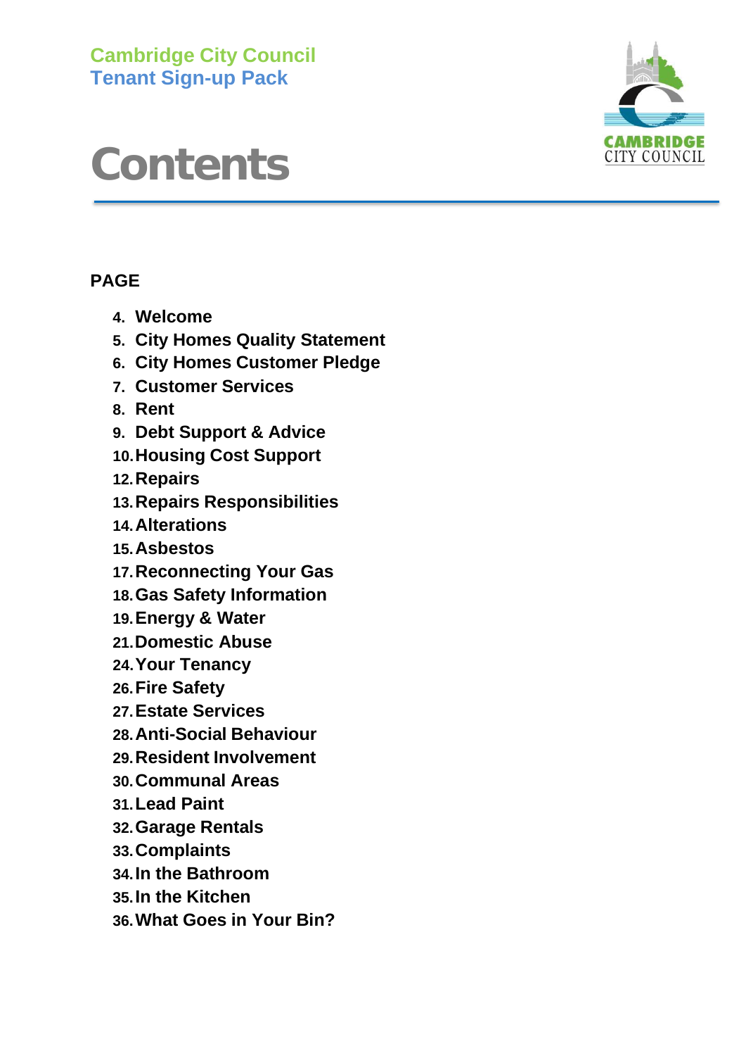Cambridge City Council
Tenant Sign-up Pack

# Contents

**PAGE**

- **4. Welcome**
- **5. City Homes Quality Statement**
- **6. City Homes Customer Pledge**
- **7. Customer Services**
- **8. Rent**
- **9. Debt Support & Advice**
- **10. Housing Cost Support**
- **12. Repairs**
- **13. Repairs Responsibilities**
- **14. Alterations**
- **15. Asbestos**
- **17. Reconnecting Your Gas**
- **18. Gas Safety Information**
- **19. Energy & Water**
- **21. Domestic Abuse**
- **24. Your Tenancy**
- **26. Fire Safety**
- **27. Estate Services**
- **28. Anti-Social Behaviour**
- **29. Resident Involvement**
- **30. Communal Areas**
- **31. Lead Paint**
- **32. Garage Rentals**
- **33. Complaints**
- **34. In the Bathroom**
- **35. In the Kitchen**
- **36. What Goes in Your Bin?**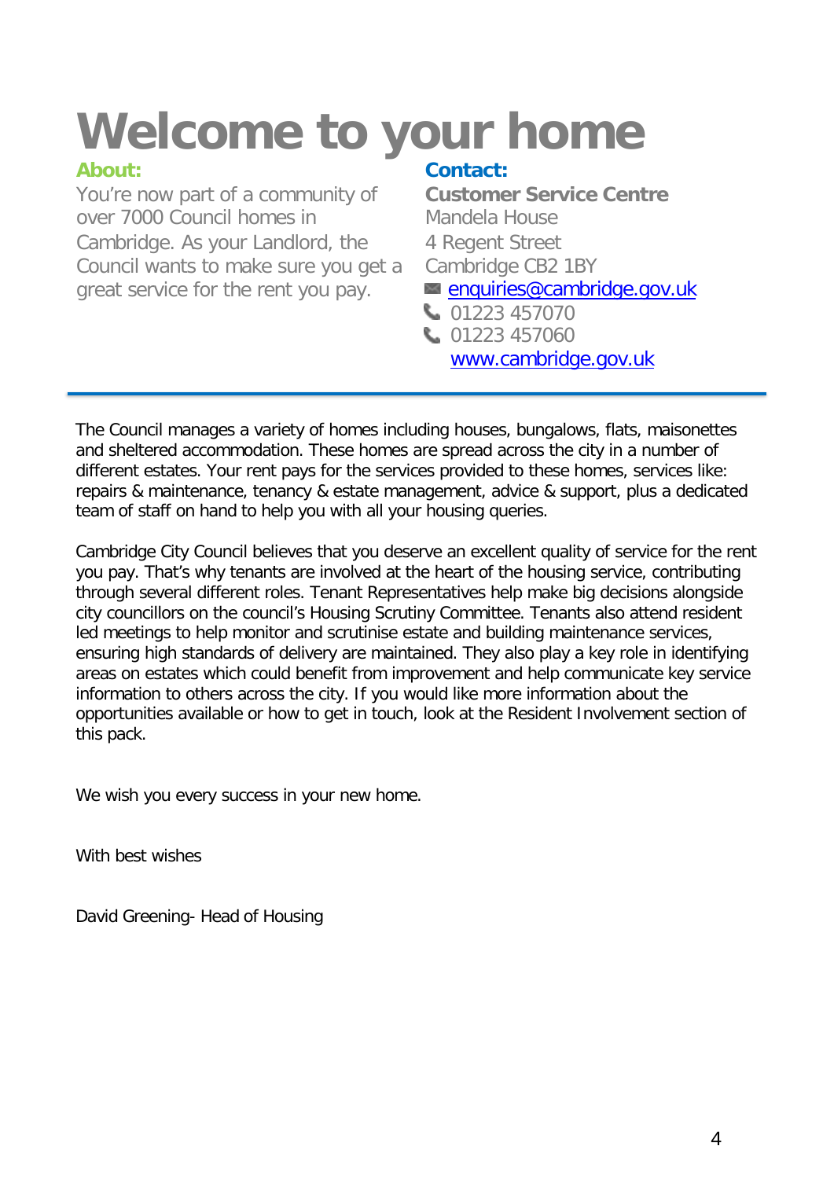# Welcome to your home

**About:**

You're now part of a community of over 7000 Council homes in Cambridge. As your Landlord, the Council wants to make sure you get a great service for the rent you pay.

**Contact:**

**Customer Service Centre**
Mandela House
4 Regent Street
Cambridge CB2 1BY
enquiries@cambridge.gov.uk
01223 457070
01223 457060
www.cambridge.gov.uk

---

The Council manages a variety of homes including houses, bungalows, flats, maisonettes and sheltered accommodation. These homes are spread across the city in a number of different estates. Your rent pays for the services provided to these homes, services like: repairs & maintenance, tenancy & estate management, advice & support, plus a dedicated team of staff on hand to help you with all your housing queries.

Cambridge City Council believes that you deserve an excellent quality of service for the rent you pay. That's why tenants are involved at the heart of the housing service, contributing through several different roles. Tenant Representatives help make big decisions alongside city councillors on the council's Housing Scrutiny Committee. Tenants also attend resident led meetings to help monitor and scrutinise estate and building maintenance services, ensuring high standards of delivery are maintained. They also play a key role in identifying areas on estates which could benefit from improvement and help communicate key service information to others across the city. If you would like more information about the opportunities available or how to get in touch, look at the Resident Involvement section of this pack.

We wish you every success in your new home.

With best wishes

David Greening- Head of Housing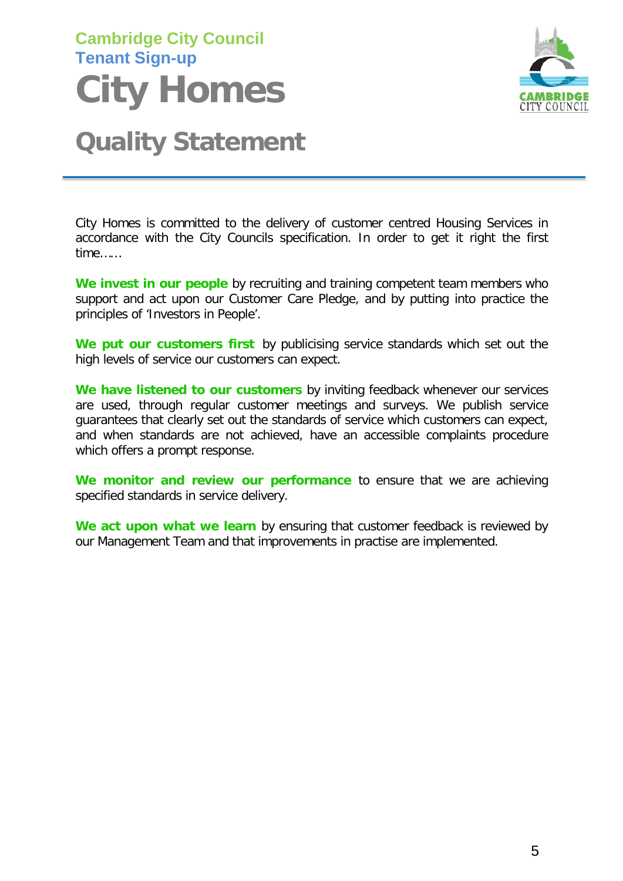**Cambridge City Council**
**Tenant Sign-up**

# City Homes

## Quality Statement

City Homes is committed to the delivery of customer centred Housing Services in accordance with the City Councils specification. In order to get it right the first time……

**We invest in our people** by recruiting and training competent team members who support and act upon our Customer Care Pledge, and by putting into practice the principles of 'Investors in People'.

**We put our customers first** by publicising service standards which set out the high levels of service our customers can expect.

**We have listened to our customers** by inviting feedback whenever our services are used, through regular customer meetings and surveys. We publish service guarantees that clearly set out the standards of service which customers can expect, and when standards are not achieved, have an accessible complaints procedure which offers a prompt response.

**We monitor and review our performance** to ensure that we are achieving specified standards in service delivery.

**We act upon what we learn** by ensuring that customer feedback is reviewed by our Management Team and that improvements in practise are implemented.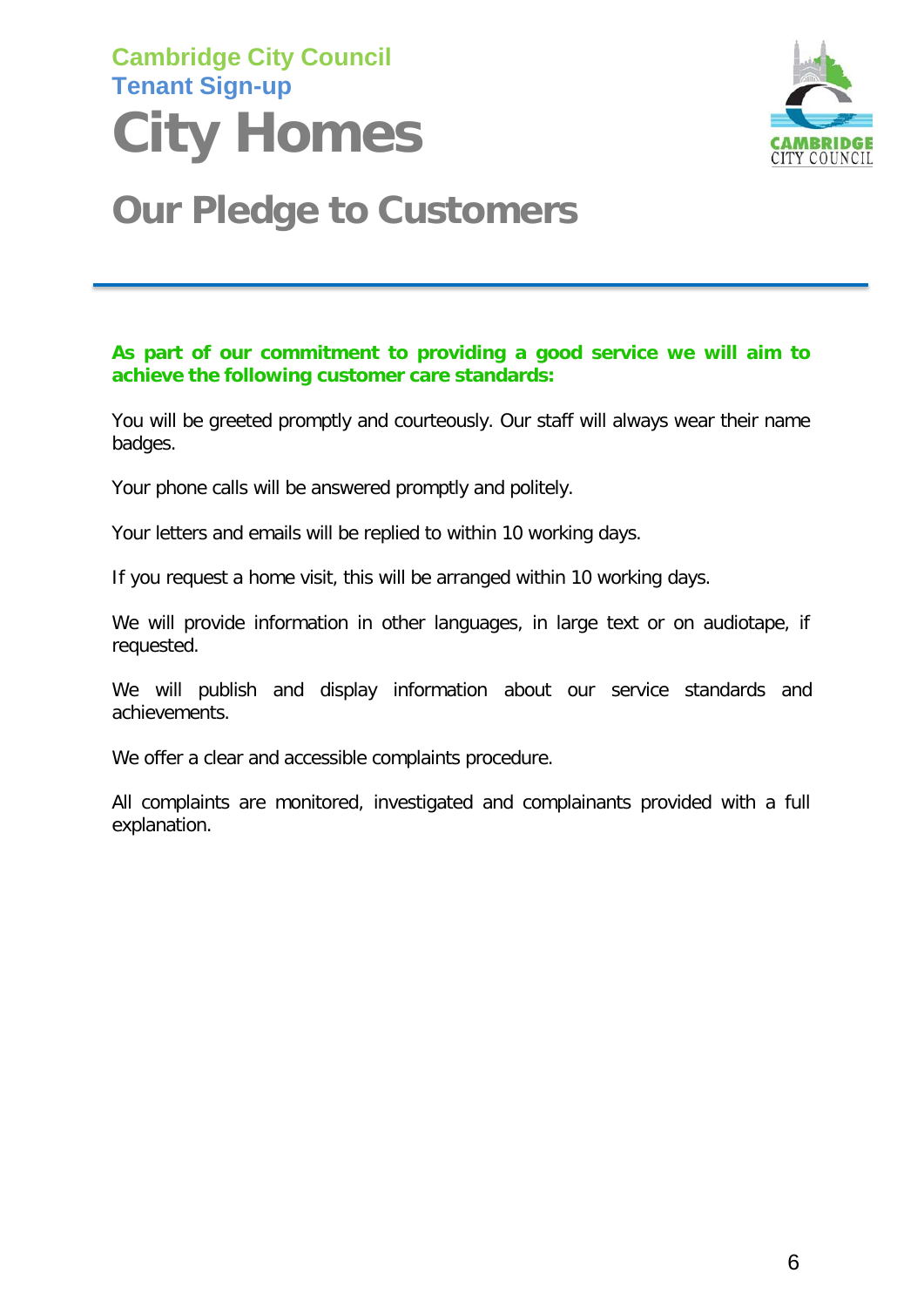Cambridge City Council

Tenant Sign-up

# City Homes

## Our Pledge to Customers

**As part of our commitment to providing a good service we will aim to achieve the following customer care standards:**

You will be greeted promptly and courteously. Our staff will always wear their name badges.

Your phone calls will be answered promptly and politely.

Your letters and emails will be replied to within 10 working days.

If you request a home visit, this will be arranged within 10 working days.

We will provide information in other languages, in large text or on audiotape, if requested.

We will publish and display information about our service standards and achievements.

We offer a clear and accessible complaints procedure.

All complaints are monitored, investigated and complainants provided with a full explanation.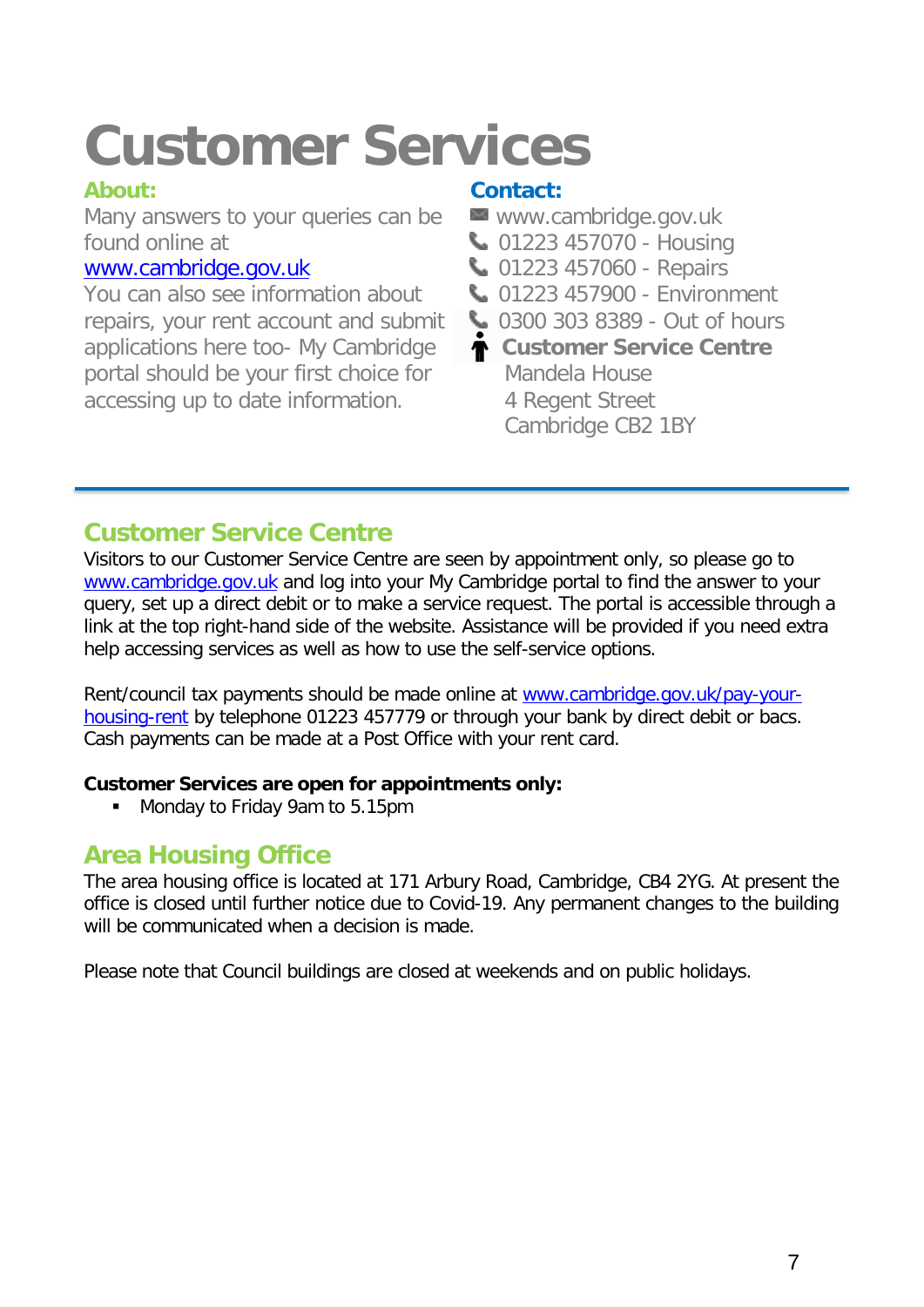# Customer Services

**About:**

Many answers to your queries can be found online at [www.cambridge.gov.uk](http://www.cambridge.gov.uk)
You can also see information about repairs, your rent account and submit applications here too- My Cambridge portal should be your first choice for accessing up to date information.

**Contact:**

- www.cambridge.gov.uk
- 01223 457070 - Housing
- 01223 457060 - Repairs
- 01223 457900 - Environment
- 0300 303 8389 - Out of hours
- **Customer Service Centre**
  Mandela House
  4 Regent Street
  Cambridge CB2 1BY

## Customer Service Centre

Visitors to our Customer Service Centre are seen by appointment only, so please go to [www.cambridge.gov.uk](http://www.cambridge.gov.uk) and log into your My Cambridge portal to find the answer to your query, set up a direct debit or to make a service request. The portal is accessible through a link at the top right-hand side of the website. Assistance will be provided if you need extra help accessing services as well as how to use the self-service options.

Rent/council tax payments should be made online at [www.cambridge.gov.uk/pay-your-housing-rent](http://www.cambridge.gov.uk/pay-your-housing-rent) by telephone 01223 457779 or through your bank by direct debit or bacs. Cash payments can be made at a Post Office with your rent card.

**Customer Services are open for appointments only:**

- Monday to Friday 9am to 5.15pm

## Area Housing Office

The area housing office is located at 171 Arbury Road, Cambridge, CB4 2YG. At present the office is closed until further notice due to Covid-19. Any permanent changes to the building will be communicated when a decision is made.

Please note that Council buildings are closed at weekends and on public holidays.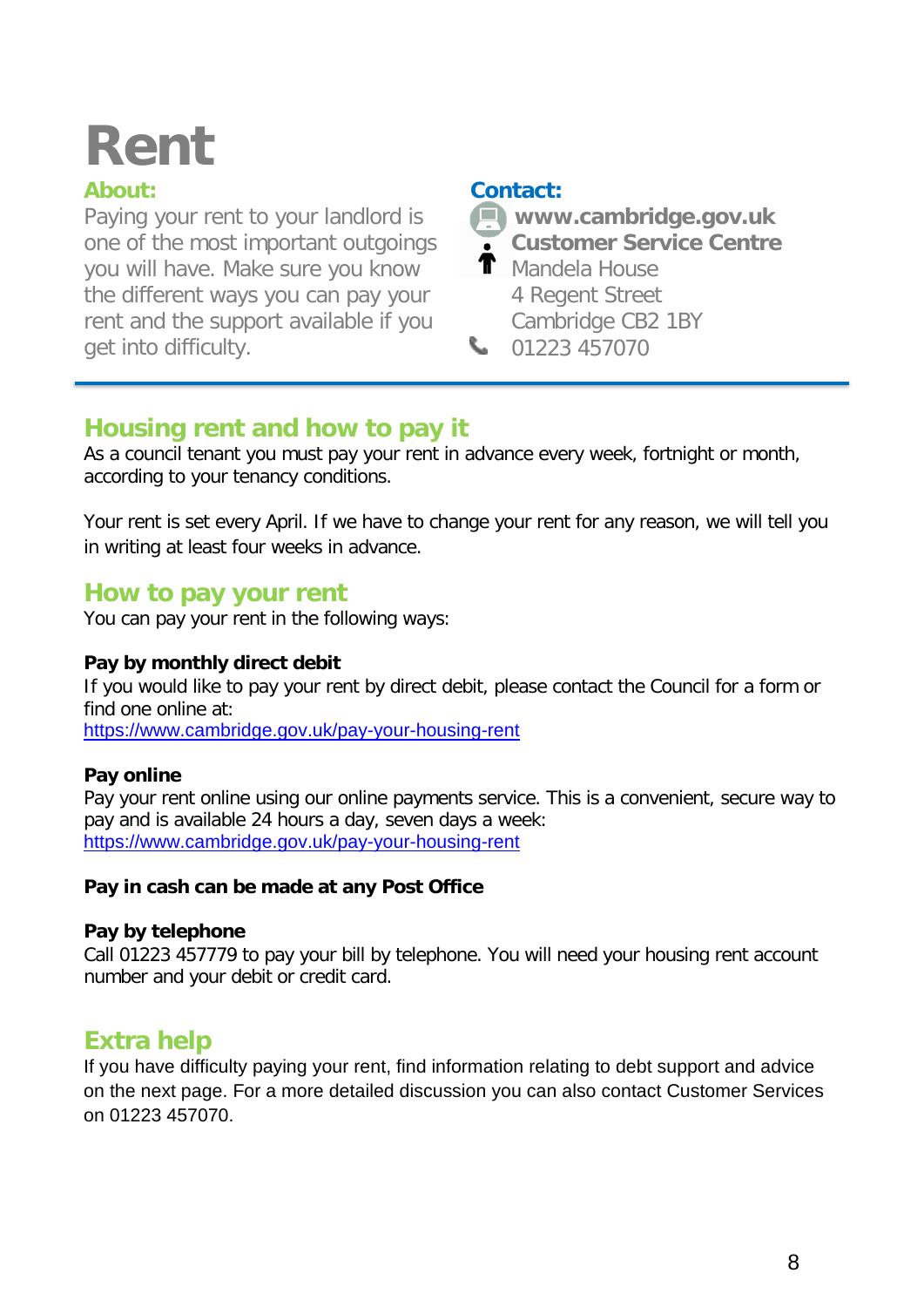# Rent

### About:

Paying your rent to your landlord is one of the most important outgoings you will have. Make sure you know the different ways you can pay your rent and the support available if you get into difficulty.

### Contact:

**www.cambridge.gov.uk**

**Customer Service Centre**
Mandela House
4 Regent Street
Cambridge CB2 1BY

01223 457070

## Housing rent and how to pay it

As a council tenant you must pay your rent in advance every week, fortnight or month, according to your tenancy conditions.

Your rent is set every April. If we have to change your rent for any reason, we will tell you in writing at least four weeks in advance.

## How to pay your rent

You can pay your rent in the following ways:

**Pay by monthly direct debit**
If you would like to pay your rent by direct debit, please contact the Council for a form or find one online at:
https://www.cambridge.gov.uk/pay-your-housing-rent

**Pay online**
Pay your rent online using our online payments service. This is a convenient, secure way to pay and is available 24 hours a day, seven days a week:
https://www.cambridge.gov.uk/pay-your-housing-rent

**Pay in cash can be made at any Post Office**

**Pay by telephone**
Call 01223 457779 to pay your bill by telephone. You will need your housing rent account number and your debit or credit card.

## Extra help

If you have difficulty paying your rent, find information relating to debt support and advice on the next page. For a more detailed discussion you can also contact Customer Services on 01223 457070.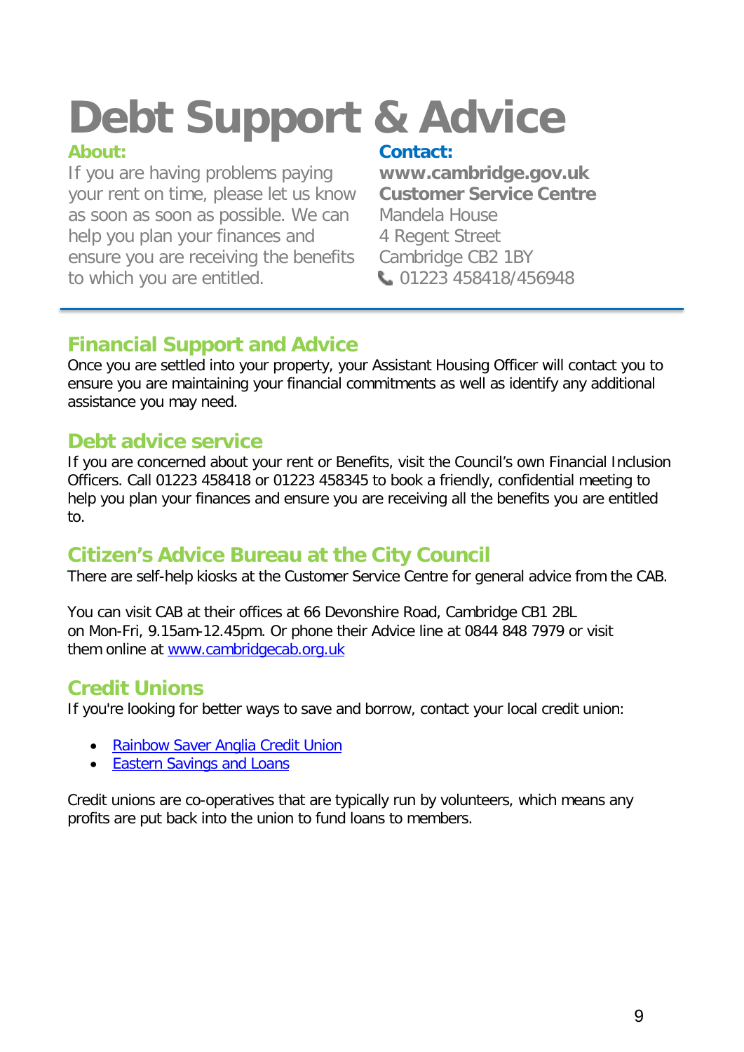# Debt Support & Advice

**About:**

If you are having problems paying your rent on time, please let us know as soon as soon as possible. We can help you plan your finances and ensure you are receiving the benefits to which you are entitled.

**Contact:**

**www.cambridge.gov.uk**
**Customer Service Centre**
Mandela House
4 Regent Street
Cambridge CB2 1BY
01223 458418/456948

## Financial Support and Advice

Once you are settled into your property, your Assistant Housing Officer will contact you to ensure you are maintaining your financial commitments as well as identify any additional assistance you may need.

## Debt advice service

If you are concerned about your rent or Benefits, visit the Council's own Financial Inclusion Officers. Call 01223 458418 or 01223 458345 to book a friendly, confidential meeting to help you plan your finances and ensure you are receiving all the benefits you are entitled to.

## Citizen's Advice Bureau at the City Council

There are self-help kiosks at the Customer Service Centre for general advice from the CAB.

You can visit CAB at their offices at 66 Devonshire Road, Cambridge CB1 2BL on Mon-Fri, 9.15am-12.45pm. Or phone their Advice line at 0844 848 7979 or visit them online at [www.cambridgecab.org.uk](http://www.cambridgecab.org.uk)

## Credit Unions

If you're looking for better ways to save and borrow, contact your local credit union:

- Rainbow Saver Anglia Credit Union
- Eastern Savings and Loans

Credit unions are co-operatives that are typically run by volunteers, which means any profits are put back into the union to fund loans to members.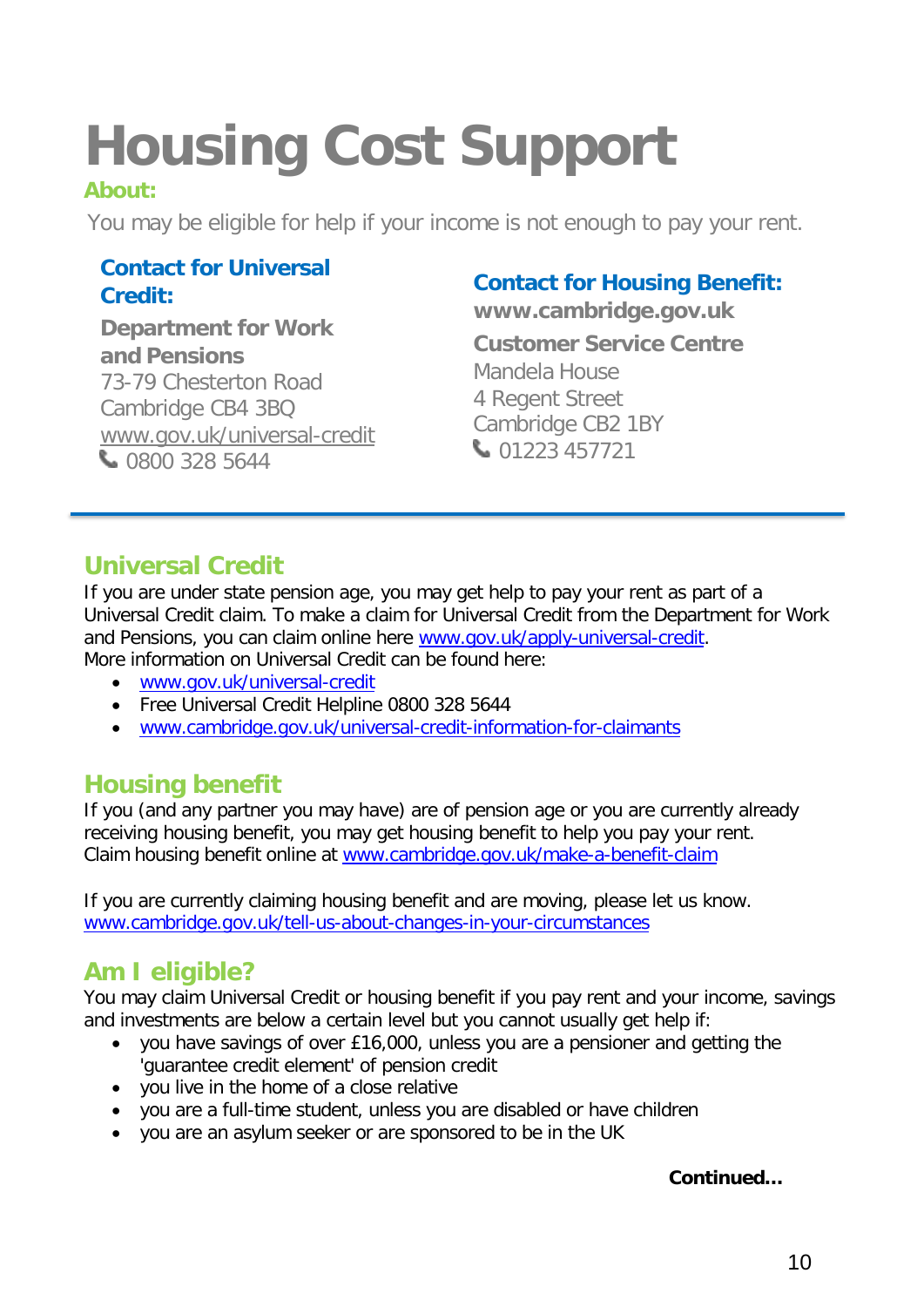# Housing Cost Support

**About:**

You may be eligible for help if your income is not enough to pay your rent.

### Contact for Universal Credit:

**Department for Work and Pensions**
73-79 Chesterton Road
Cambridge CB4 3BQ
www.gov.uk/universal-credit
📞 0800 328 5644

### Contact for Housing Benefit:

**www.cambridge.gov.uk**

**Customer Service Centre**
Mandela House
4 Regent Street
Cambridge CB2 1BY
📞 01223 457721

---

## Universal Credit

If you are under state pension age, you may get help to pay your rent as part of a Universal Credit claim. To make a claim for Universal Credit from the Department for Work and Pensions, you can claim online here www.gov.uk/apply-universal-credit.
More information on Universal Credit can be found here:

- www.gov.uk/universal-credit
- Free Universal Credit Helpline 0800 328 5644
- www.cambridge.gov.uk/universal-credit-information-for-claimants

## Housing benefit

If you (and any partner you may have) are of pension age or you are currently already receiving housing benefit, you may get housing benefit to help you pay your rent.
Claim housing benefit online at www.cambridge.gov.uk/make-a-benefit-claim

If you are currently claiming housing benefit and are moving, please let us know.
www.cambridge.gov.uk/tell-us-about-changes-in-your-circumstances

## Am I eligible?

You may claim Universal Credit or housing benefit if you pay rent and your income, savings and investments are below a certain level but you cannot usually get help if:

- you have savings of over £16,000, unless you are a pensioner and getting the 'guarantee credit element' of pension credit
- you live in the home of a close relative
- you are a full-time student, unless you are disabled or have children
- you are an asylum seeker or are sponsored to be in the UK

**Continued...**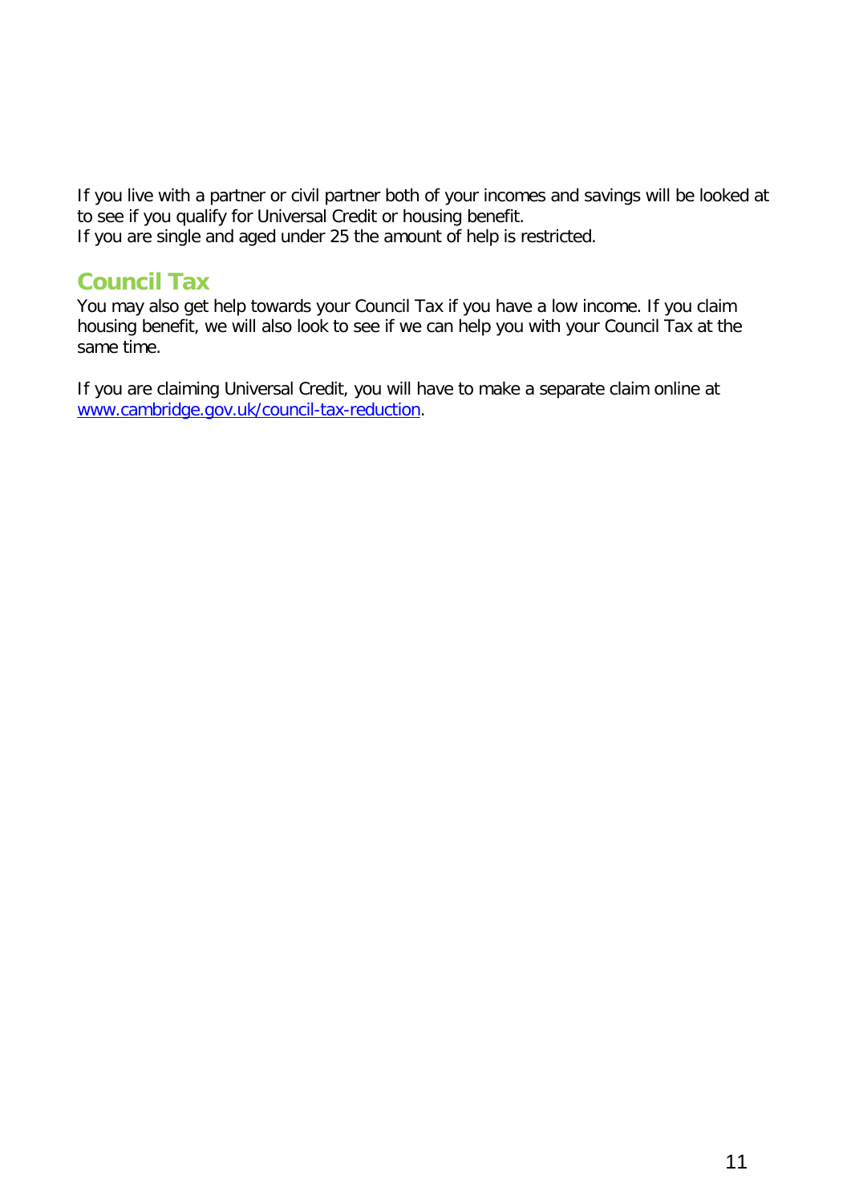If you live with a partner or civil partner both of your incomes and savings will be looked at to see if you qualify for Universal Credit or housing benefit.
If you are single and aged under 25 the amount of help is restricted.

## Council Tax

You may also get help towards your Council Tax if you have a low income. If you claim housing benefit, we will also look to see if we can help you with your Council Tax at the same time.

If you are claiming Universal Credit, you will have to make a separate claim online at [www.cambridge.gov.uk/council-tax-reduction](http://www.cambridge.gov.uk/council-tax-reduction).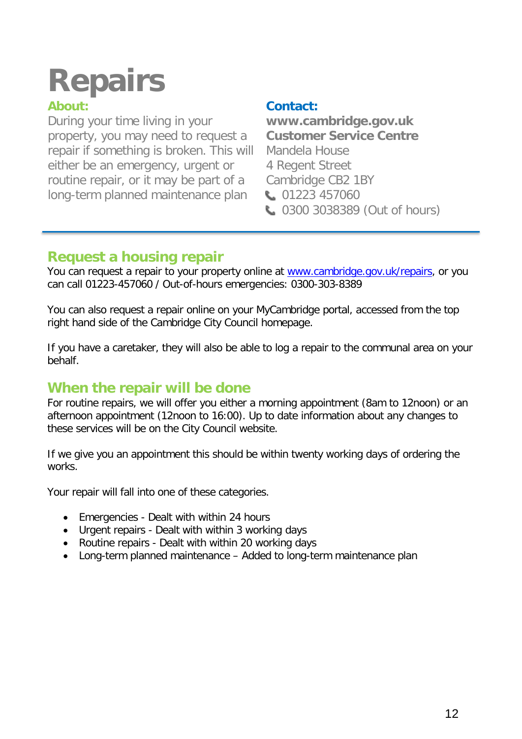# Repairs

**About:**

During your time living in your property, you may need to request a repair if something is broken. This will either be an emergency, urgent or routine repair, or it may be part of a long-term planned maintenance plan

**Contact:**

**www.cambridge.gov.uk**
**Customer Service Centre**
Mandela House
4 Regent Street
Cambridge CB2 1BY
01223 457060
0300 3038389 (Out of hours)

## Request a housing repair

You can request a repair to your property online at [www.cambridge.gov.uk/repairs](www.cambridge.gov.uk/repairs), or you can call 01223-457060 / Out-of-hours emergencies: 0300-303-8389

You can also request a repair online on your MyCambridge portal, accessed from the top right hand side of the Cambridge City Council homepage.

If you have a caretaker, they will also be able to log a repair to the communal area on your behalf.

## When the repair will be done

For routine repairs, we will offer you either a morning appointment (8am to 12noon) or an afternoon appointment (12noon to 16:00). Up to date information about any changes to these services will be on the City Council website.

If we give you an appointment this should be within twenty working days of ordering the works.

Your repair will fall into one of these categories.

- Emergencies - Dealt with within 24 hours
- Urgent repairs - Dealt with within 3 working days
- Routine repairs - Dealt with within 20 working days
- Long-term planned maintenance – Added to long-term maintenance plan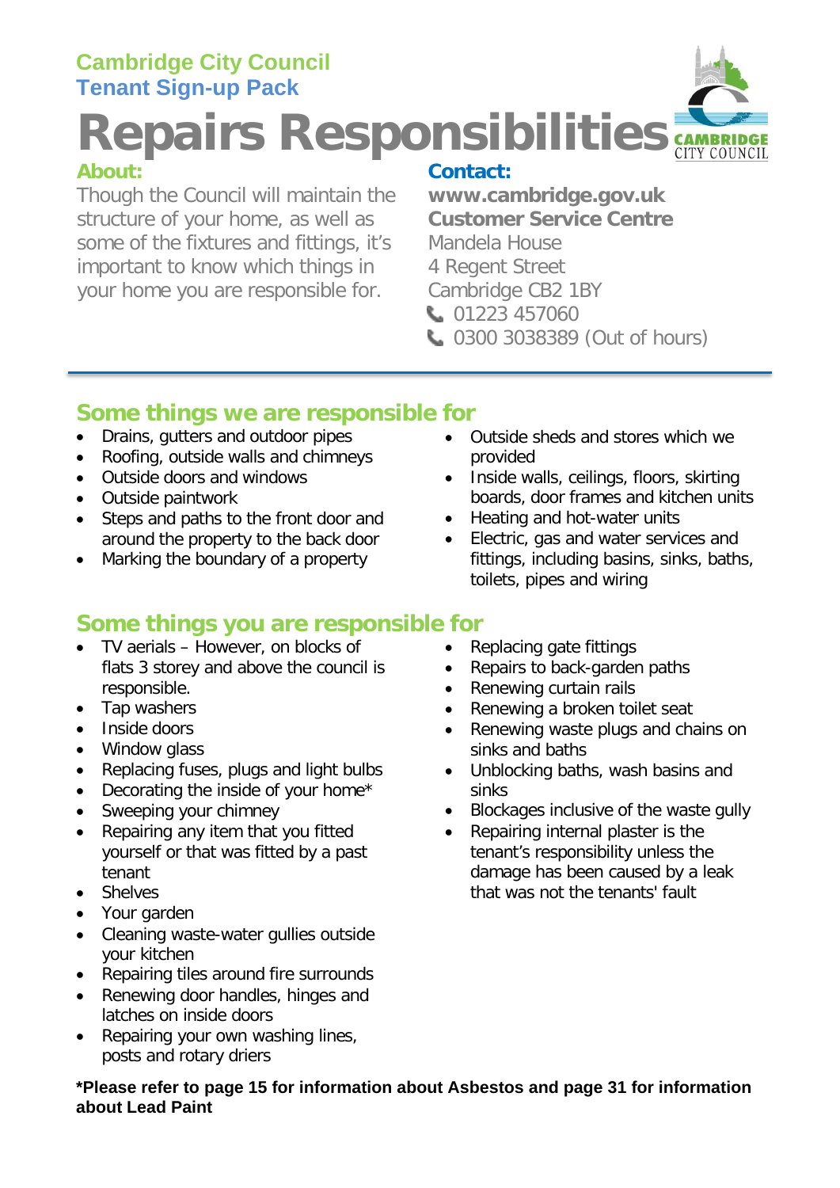**Cambridge City Council**
**Tenant Sign-up Pack**

# Repairs Responsibilities

**About:**

Though the Council will maintain the structure of your home, as well as some of the fixtures and fittings, it's important to know which things in your home you are responsible for.

**Contact:**

**www.cambridge.gov.uk**
**Customer Service Centre**
Mandela House
4 Regent Street
Cambridge CB2 1BY
01223 457060
0300 3038389 (Out of hours)

## Some things we are responsible for

- Drains, gutters and outdoor pipes
- Roofing, outside walls and chimneys
- Outside doors and windows
- Outside paintwork
- Steps and paths to the front door and around the property to the back door
- Marking the boundary of a property
- Outside sheds and stores which we provided
- Inside walls, ceilings, floors, skirting boards, door frames and kitchen units
- Heating and hot-water units
- Electric, gas and water services and fittings, including basins, sinks, baths, toilets, pipes and wiring

## Some things you are responsible for

- TV aerials – However, on blocks of flats 3 storey and above the council is responsible.
- Tap washers
- Inside doors
- Window glass
- Replacing fuses, plugs and light bulbs
- Decorating the inside of your home*
- Sweeping your chimney
- Repairing any item that you fitted yourself or that was fitted by a past tenant
- Shelves
- Your garden
- Cleaning waste-water gullies outside your kitchen
- Repairing tiles around fire surrounds
- Renewing door handles, hinges and latches on inside doors
- Repairing your own washing lines, posts and rotary driers
- Replacing gate fittings
- Repairs to back-garden paths
- Renewing curtain rails
- Renewing a broken toilet seat
- Renewing waste plugs and chains on sinks and baths
- Unblocking baths, wash basins and sinks
- Blockages inclusive of the waste gully
- Repairing internal plaster is the tenant's responsibility unless the damage has been caused by a leak that was not the tenants' fault

**\*Please refer to page 15 for information about Asbestos and page 31 for information about Lead Paint**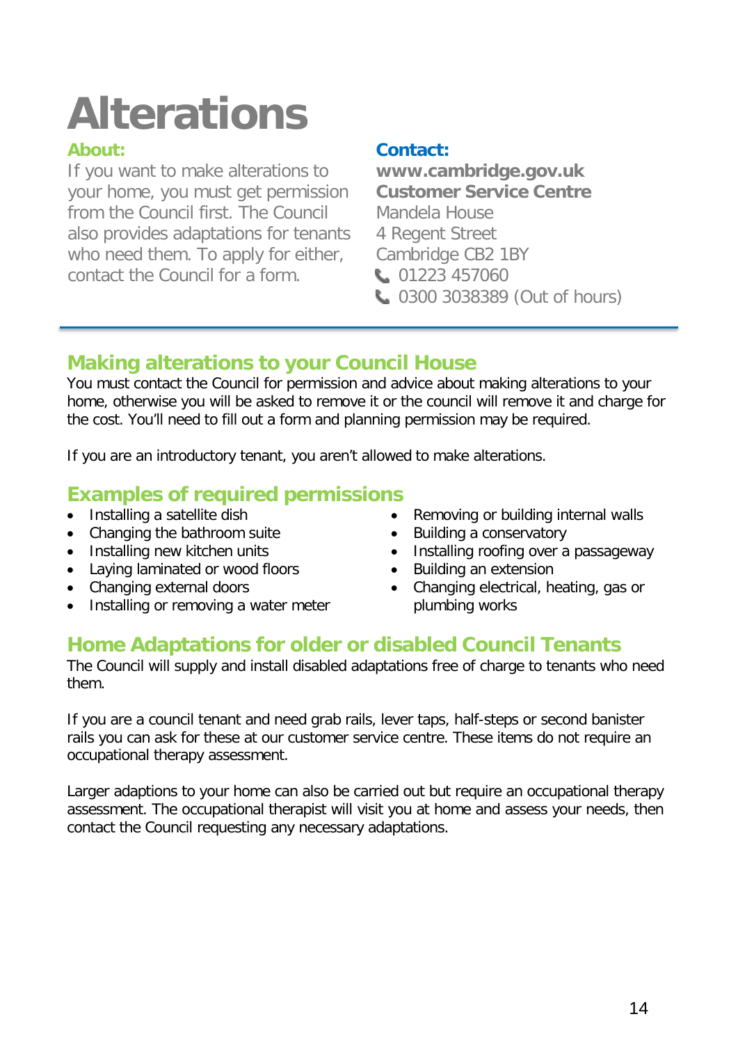# Alterations

**About:**

If you want to make alterations to your home, you must get permission from the Council first. The Council also provides adaptations for tenants who need them. To apply for either, contact the Council for a form.

**Contact:**

**www.cambridge.gov.uk**
**Customer Service Centre**
Mandela House
4 Regent Street
Cambridge CB2 1BY
01223 457060
0300 3038389 (Out of hours)

---

## Making alterations to your Council House

You must contact the Council for permission and advice about making alterations to your home, otherwise you will be asked to remove it or the council will remove it and charge for the cost. You'll need to fill out a form and planning permission may be required.

If you are an introductory tenant, you aren't allowed to make alterations.

## Examples of required permissions

- Installing a satellite dish
- Changing the bathroom suite
- Installing new kitchen units
- Laying laminated or wood floors
- Changing external doors
- Installing or removing a water meter
- Removing or building internal walls
- Building a conservatory
- Installing roofing over a passageway
- Building an extension
- Changing electrical, heating, gas or plumbing works

## Home Adaptations for older or disabled Council Tenants

The Council will supply and install disabled adaptations free of charge to tenants who need them.

If you are a council tenant and need grab rails, lever taps, half-steps or second banister rails you can ask for these at our customer service centre. These items do not require an occupational therapy assessment.

Larger adaptions to your home can also be carried out but require an occupational therapy assessment. The occupational therapist will visit you at home and assess your needs, then contact the Council requesting any necessary adaptations.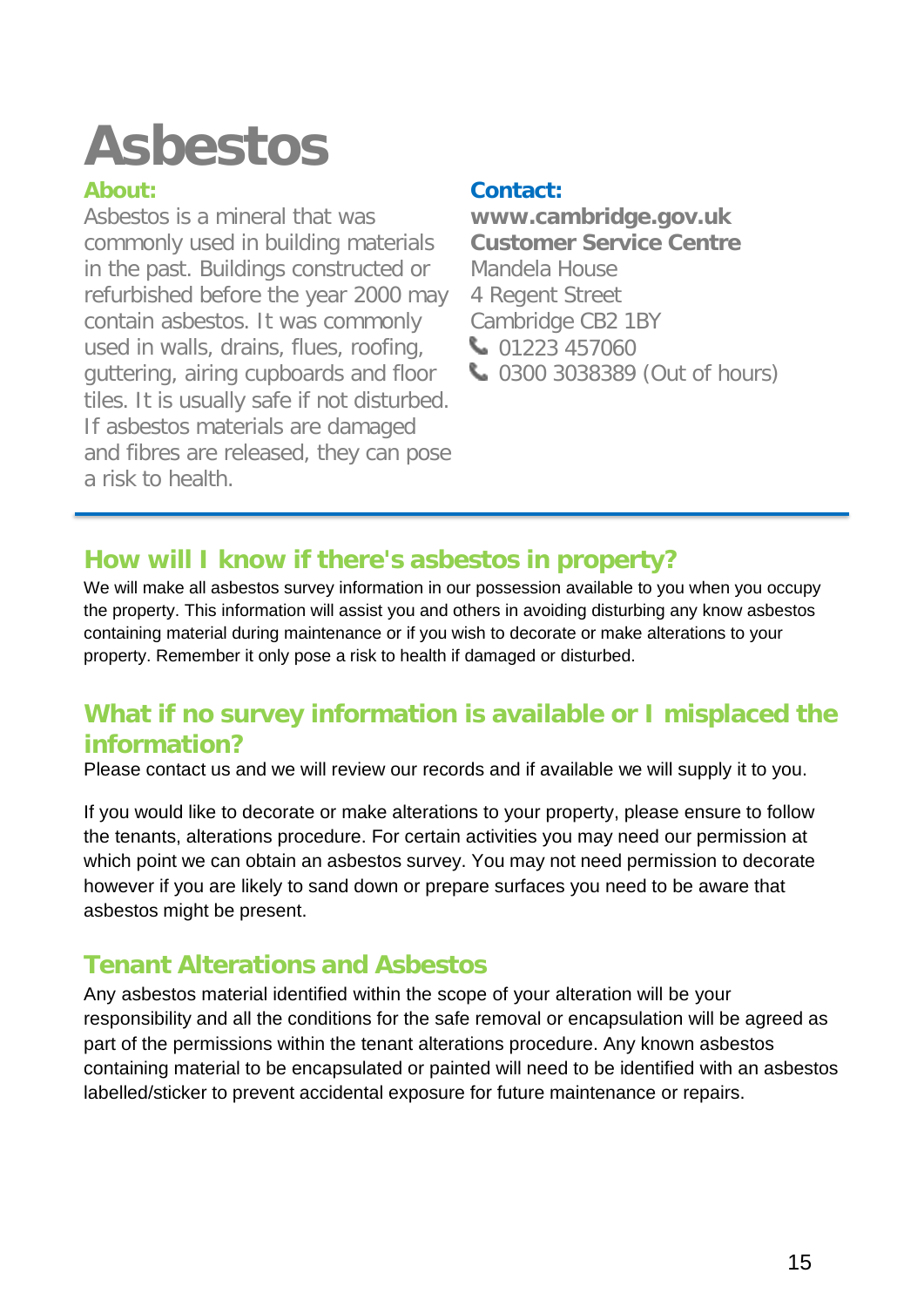# Asbestos

**About:**

Asbestos is a mineral that was commonly used in building materials in the past. Buildings constructed or refurbished before the year 2000 may contain asbestos. It was commonly used in walls, drains, flues, roofing, guttering, airing cupboards and floor tiles. It is usually safe if not disturbed. If asbestos materials are damaged and fibres are released, they can pose a risk to health.

**Contact:**

**www.cambridge.gov.uk**
**Customer Service Centre**
Mandela House
4 Regent Street
Cambridge CB2 1BY
01223 457060
0300 3038389 (Out of hours)

## How will I know if there's asbestos in property?

We will make all asbestos survey information in our possession available to you when you occupy the property. This information will assist you and others in avoiding disturbing any know asbestos containing material during maintenance or if you wish to decorate or make alterations to your property. Remember it only pose a risk to health if damaged or disturbed.

## What if no survey information is available or I misplaced the information?

Please contact us and we will review our records and if available we will supply it to you.

If you would like to decorate or make alterations to your property, please ensure to follow the tenants, alterations procedure. For certain activities you may need our permission at which point we can obtain an asbestos survey. You may not need permission to decorate however if you are likely to sand down or prepare surfaces you need to be aware that asbestos might be present.

## Tenant Alterations and Asbestos

Any asbestos material identified within the scope of your alteration will be your responsibility and all the conditions for the safe removal or encapsulation will be agreed as part of the permissions within the tenant alterations procedure. Any known asbestos containing material to be encapsulated or painted will need to be identified with an asbestos labelled/sticker to prevent accidental exposure for future maintenance or repairs.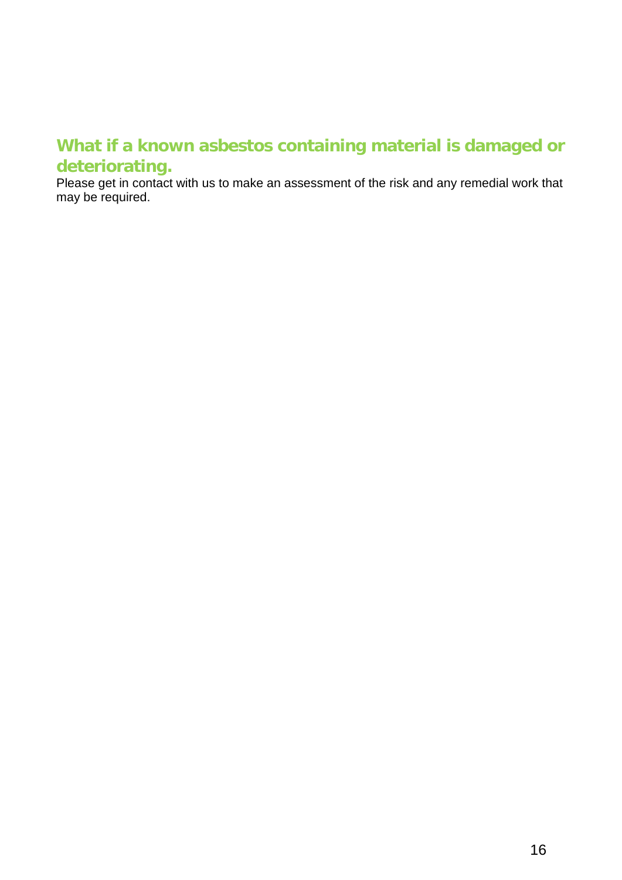## What if a known asbestos containing material is damaged or deteriorating.

Please get in contact with us to make an assessment of the risk and any remedial work that may be required.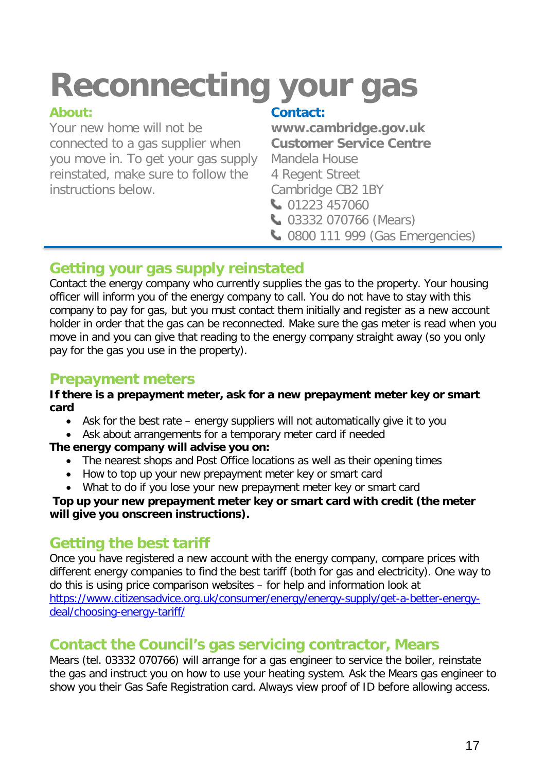# Reconnecting your gas

### About:

Your new home will not be connected to a gas supplier when you move in. To get your gas supply reinstated, make sure to follow the instructions below.

### Contact:

**www.cambridge.gov.uk**
**Customer Service Centre**
Mandela House
4 Regent Street
Cambridge CB2 1BY
01223 457060
03332 070766 (Mears)
0800 111 999 (Gas Emergencies)

## Getting your gas supply reinstated

Contact the energy company who currently supplies the gas to the property. Your housing officer will inform you of the energy company to call. You do not have to stay with this company to pay for gas, but you must contact them initially and register as a new account holder in order that the gas can be reconnected. Make sure the gas meter is read when you move in and you can give that reading to the energy company straight away (so you only pay for the gas you use in the property).

## Prepayment meters

**If there is a prepayment meter, ask for a new prepayment meter key or smart card**

- Ask for the best rate – energy suppliers will not automatically give it to you
- Ask about arrangements for a temporary meter card if needed

**The energy company will advise you on:**

- The nearest shops and Post Office locations as well as their opening times
- How to top up your new prepayment meter key or smart card
- What to do if you lose your new prepayment meter key or smart card

**Top up your new prepayment meter key or smart card with credit (the meter will give you onscreen instructions).**

## Getting the best tariff

Once you have registered a new account with the energy company, compare prices with different energy companies to find the best tariff (both for gas and electricity). One way to do this is using price comparison websites – for help and information look at https://www.citizensadvice.org.uk/consumer/energy/energy-supply/get-a-better-energy-deal/choosing-energy-tariff/

## Contact the Council's gas servicing contractor, Mears

Mears (tel. 03332 070766) will arrange for a gas engineer to service the boiler, reinstate the gas and instruct you on how to use your heating system. Ask the Mears gas engineer to show you their Gas Safe Registration card. Always view proof of ID before allowing access.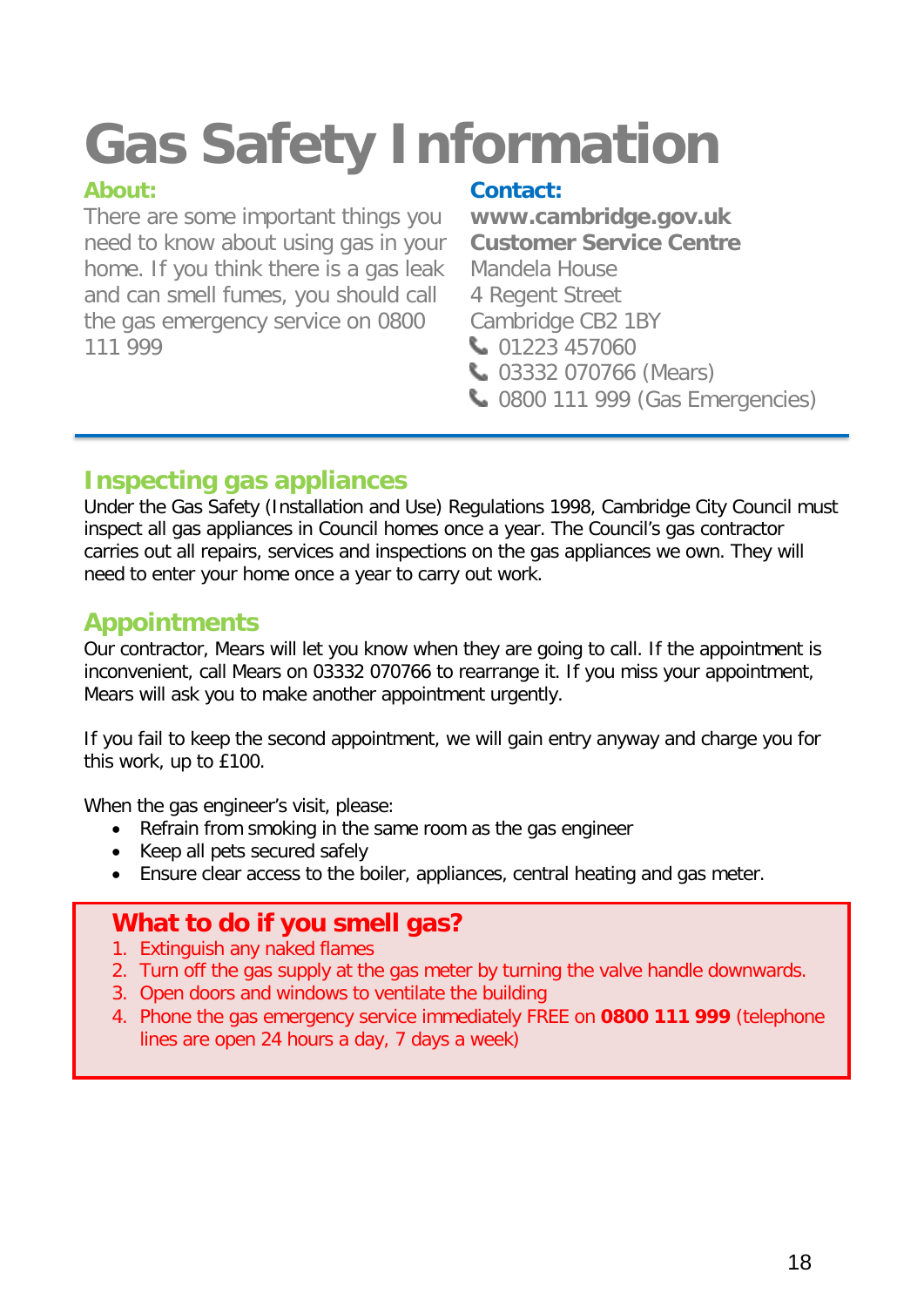# Gas Safety Information

## About:

There are some important things you need to know about using gas in your home. If you think there is a gas leak and can smell fumes, you should call the gas emergency service on 0800 111 999

## Contact:

**www.cambridge.gov.uk**
**Customer Service Centre**
Mandela House
4 Regent Street
Cambridge CB2 1BY
01223 457060
03332 070766 (Mears)
0800 111 999 (Gas Emergencies)

## Inspecting gas appliances

Under the Gas Safety (Installation and Use) Regulations 1998, Cambridge City Council must inspect all gas appliances in Council homes once a year. The Council's gas contractor carries out all repairs, services and inspections on the gas appliances we own. They will need to enter your home once a year to carry out work.

## Appointments

Our contractor, Mears will let you know when they are going to call. If the appointment is inconvenient, call Mears on 03332 070766 to rearrange it. If you miss your appointment, Mears will ask you to make another appointment urgently.

If you fail to keep the second appointment, we will gain entry anyway and charge you for this work, up to £100.

When the gas engineer's visit, please:

- Refrain from smoking in the same room as the gas engineer
- Keep all pets secured safely
- Ensure clear access to the boiler, appliances, central heating and gas meter.

## What to do if you smell gas?

1. Extinguish any naked flames
2. Turn off the gas supply at the gas meter by turning the valve handle downwards.
3. Open doors and windows to ventilate the building
4. Phone the gas emergency service immediately FREE on **0800 111 999** (telephone lines are open 24 hours a day, 7 days a week)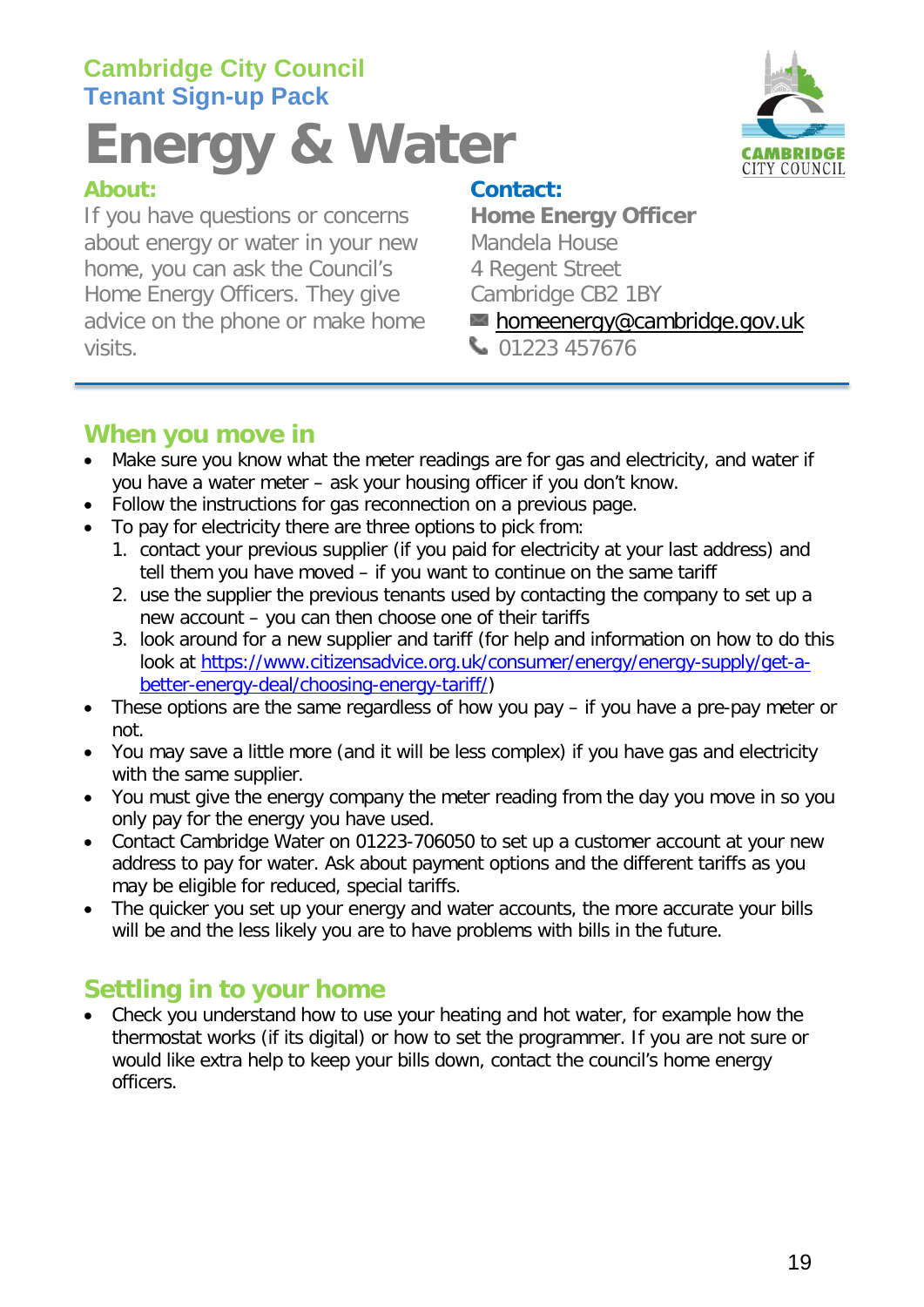Cambridge City Council
Tenant Sign-up Pack

# Energy & Water

**About:**

If you have questions or concerns about energy or water in your new home, you can ask the Council's Home Energy Officers. They give advice on the phone or make home visits.

**Contact:**

**Home Energy Officer**
Mandela House
4 Regent Street
Cambridge CB2 1BY
homeenergy@cambridge.gov.uk
01223 457676

## When you move in

- Make sure you know what the meter readings are for gas and electricity, and water if you have a water meter – ask your housing officer if you don't know.
- Follow the instructions for gas reconnection on a previous page.
- To pay for electricity there are three options to pick from:
  1. contact your previous supplier (if you paid for electricity at your last address) and tell them you have moved – if you want to continue on the same tariff
  2. use the supplier the previous tenants used by contacting the company to set up a new account – you can then choose one of their tariffs
  3. look around for a new supplier and tariff (for help and information on how to do this look at https://www.citizensadvice.org.uk/consumer/energy/energy-supply/get-a-better-energy-deal/choosing-energy-tariff/)
- These options are the same regardless of how you pay – if you have a pre-pay meter or not.
- You may save a little more (and it will be less complex) if you have gas and electricity with the same supplier.
- You must give the energy company the meter reading from the day you move in so you only pay for the energy you have used.
- Contact Cambridge Water on 01223-706050 to set up a customer account at your new address to pay for water. Ask about payment options and the different tariffs as you may be eligible for reduced, special tariffs.
- The quicker you set up your energy and water accounts, the more accurate your bills will be and the less likely you are to have problems with bills in the future.

## Settling in to your home

- Check you understand how to use your heating and hot water, for example how the thermostat works (if its digital) or how to set the programmer. If you are not sure or would like extra help to keep your bills down, contact the council's home energy officers.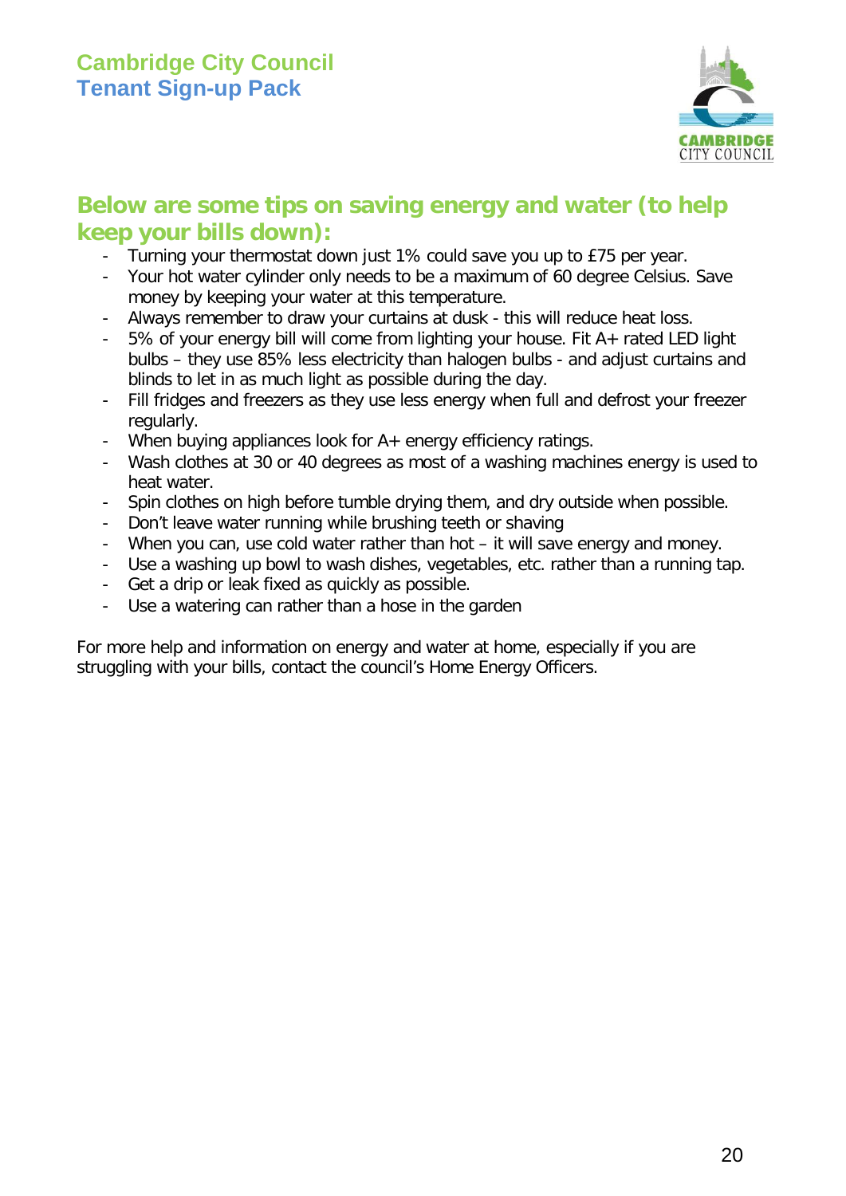## Below are some tips on saving energy and water (to help keep your bills down):

- Turning your thermostat down just 1% could save you up to £75 per year.
- Your hot water cylinder only needs to be a maximum of 60 degree Celsius. Save money by keeping your water at this temperature.
- Always remember to draw your curtains at dusk - this will reduce heat loss.
- 5% of your energy bill will come from lighting your house. Fit A+ rated LED light bulbs – they use 85% less electricity than halogen bulbs - and adjust curtains and blinds to let in as much light as possible during the day.
- Fill fridges and freezers as they use less energy when full and defrost your freezer regularly.
- When buying appliances look for A+ energy efficiency ratings.
- Wash clothes at 30 or 40 degrees as most of a washing machines energy is used to heat water.
- Spin clothes on high before tumble drying them, and dry outside when possible.
- Don't leave water running while brushing teeth or shaving
- When you can, use cold water rather than hot – it will save energy and money.
- Use a washing up bowl to wash dishes, vegetables, etc. rather than a running tap.
- Get a drip or leak fixed as quickly as possible.
- Use a watering can rather than a hose in the garden

For more help and information on energy and water at home, especially if you are struggling with your bills, contact the council's Home Energy Officers.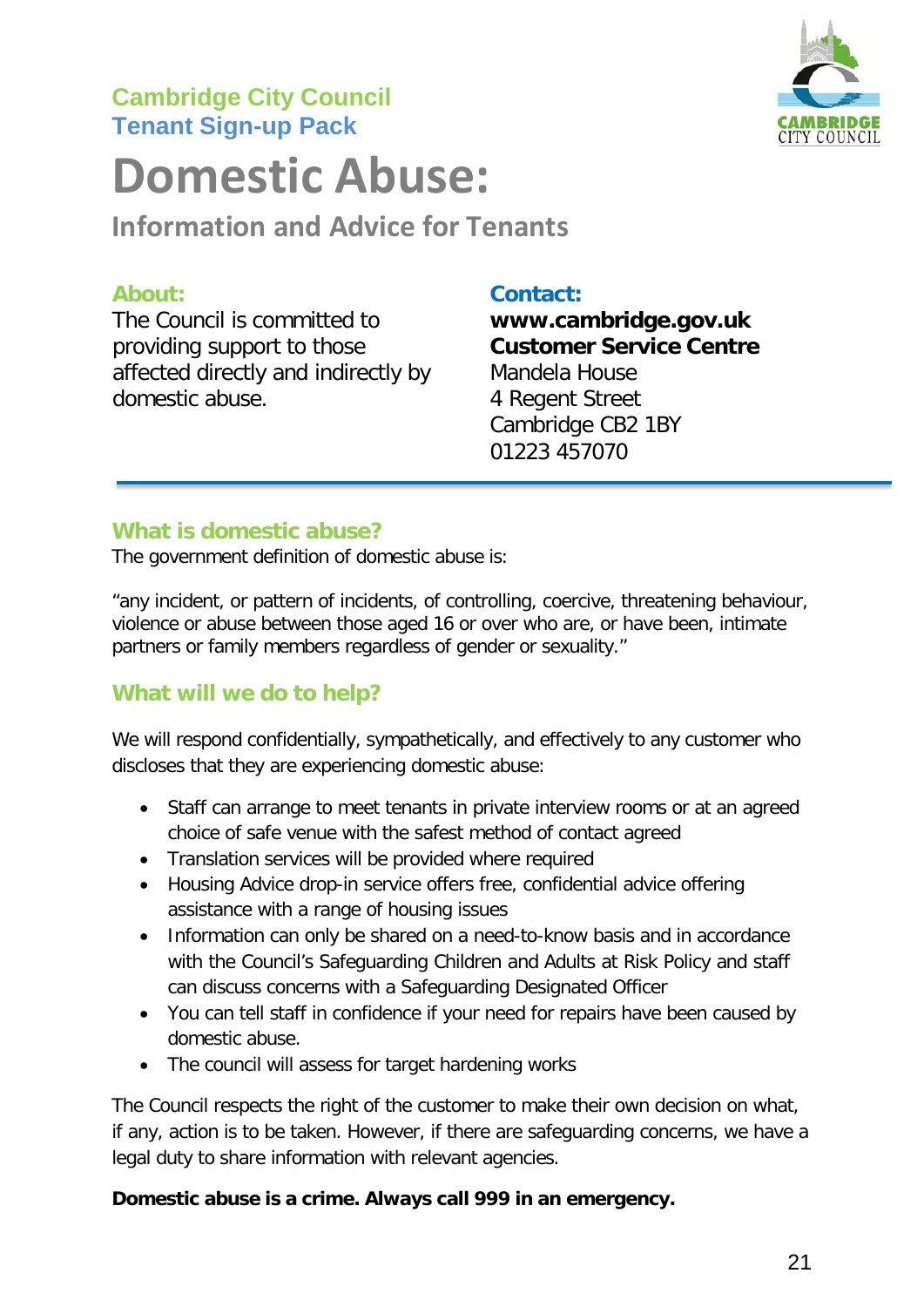Cambridge City Council
Tenant Sign-up Pack

# Domestic Abuse:

## Information and Advice for Tenants

**About:**

The Council is committed to providing support to those affected directly and indirectly by domestic abuse.

**Contact:**

**www.cambridge.gov.uk**
**Customer Service Centre**
Mandela House
4 Regent Street
Cambridge CB2 1BY
01223 457070

---

### What is domestic abuse?

The government definition of domestic abuse is:

"any incident, or pattern of incidents, of controlling, coercive, threatening behaviour, violence or abuse between those aged 16 or over who are, or have been, intimate partners or family members regardless of gender or sexuality."

### What will we do to help?

We will respond confidentially, sympathetically, and effectively to any customer who discloses that they are experiencing domestic abuse:

- Staff can arrange to meet tenants in private interview rooms or at an agreed choice of safe venue with the safest method of contact agreed
- Translation services will be provided where required
- Housing Advice drop-in service offers free, confidential advice offering assistance with a range of housing issues
- Information can only be shared on a need-to-know basis and in accordance with the Council's Safeguarding Children and Adults at Risk Policy and staff can discuss concerns with a Safeguarding Designated Officer
- You can tell staff in confidence if your need for repairs have been caused by domestic abuse.
- The council will assess for target hardening works

The Council respects the right of the customer to make their own decision on what, if any, action is to be taken. However, if there are safeguarding concerns, we have a legal duty to share information with relevant agencies.

**Domestic abuse is a crime. Always call 999 in an emergency.**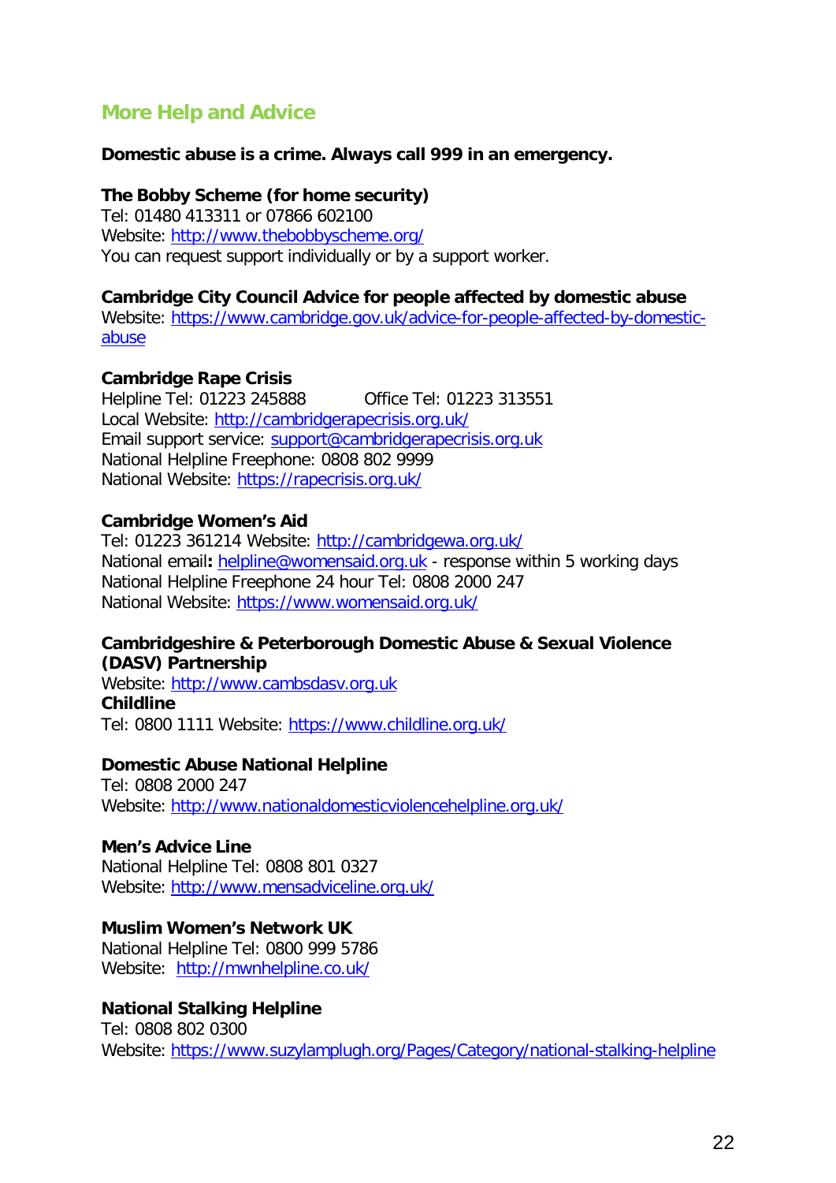## More Help and Advice

**Domestic abuse is a crime. Always call 999 in an emergency.**

**The Bobby Scheme (for home security)**
Tel: 01480 413311 or 07866 602100
Website: http://www.thebobbyscheme.org/
You can request support individually or by a support worker.

**Cambridge City Council Advice for people affected by domestic abuse**
Website: https://www.cambridge.gov.uk/advice-for-people-affected-by-domestic-abuse

**Cambridge Rape Crisis**
Helpline Tel: 01223 245888 Office Tel: 01223 313551
Local Website: http://cambridgerapecrisis.org.uk/
Email support service: support@cambridgerapecrisis.org.uk
National Helpline Freephone: 0808 802 9999
National Website: https://rapecrisis.org.uk/

**Cambridge Women's Aid**
Tel: 01223 361214 Website: http://cambridgewa.org.uk/
National email**:** helpline@womensaid.org.uk - response within 5 working days
National Helpline Freephone 24 hour Tel: 0808 2000 247
National Website: https://www.womensaid.org.uk/

**Cambridgeshire & Peterborough Domestic Abuse & Sexual Violence (DASV) Partnership**
Website: http://www.cambsdasv.org.uk

**Childline**
Tel: 0800 1111 Website: https://www.childline.org.uk/

**Domestic Abuse National Helpline**
Tel: 0808 2000 247
Website: http://www.nationaldomesticviolencehelpline.org.uk/

**Men's Advice Line**
National Helpline Tel: 0808 801 0327
Website: http://www.mensadviceline.org.uk/

**Muslim Women's Network UK**
National Helpline Tel: 0800 999 5786
Website: http://mwnhelpline.co.uk/

**National Stalking Helpline**
Tel: 0808 802 0300
Website: https://www.suzylamplugh.org/Pages/Category/national-stalking-helpline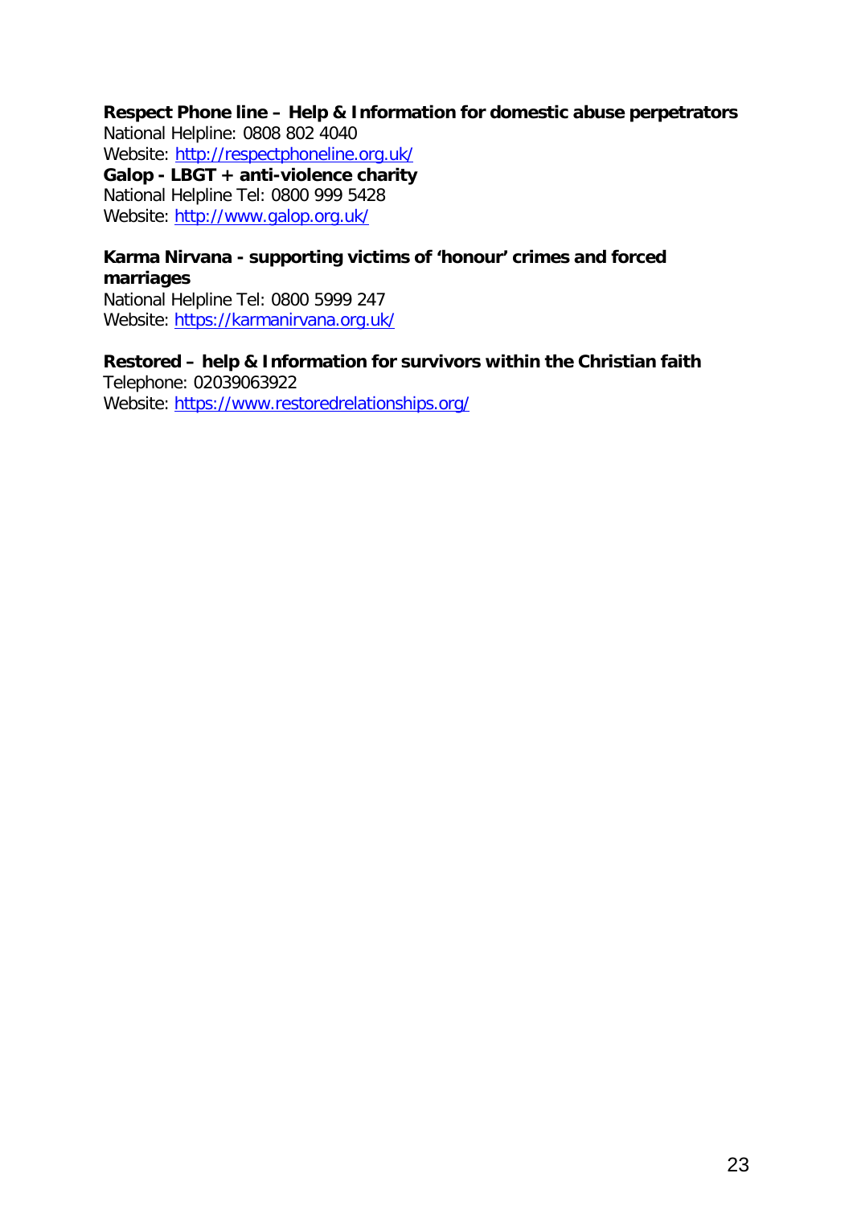**Respect Phone line – Help & Information for domestic abuse perpetrators**
National Helpline: 0808 802 4040
Website: http://respectphoneline.org.uk/

**Galop - LBGT + anti-violence charity**
National Helpline Tel: 0800 999 5428
Website: http://www.galop.org.uk/

**Karma Nirvana - supporting victims of 'honour' crimes and forced marriages**
National Helpline Tel: 0800 5999 247
Website: https://karmanirvana.org.uk/

**Restored – help & Information for survivors within the Christian faith**
Telephone: 02039063922
Website: https://www.restoredrelationships.org/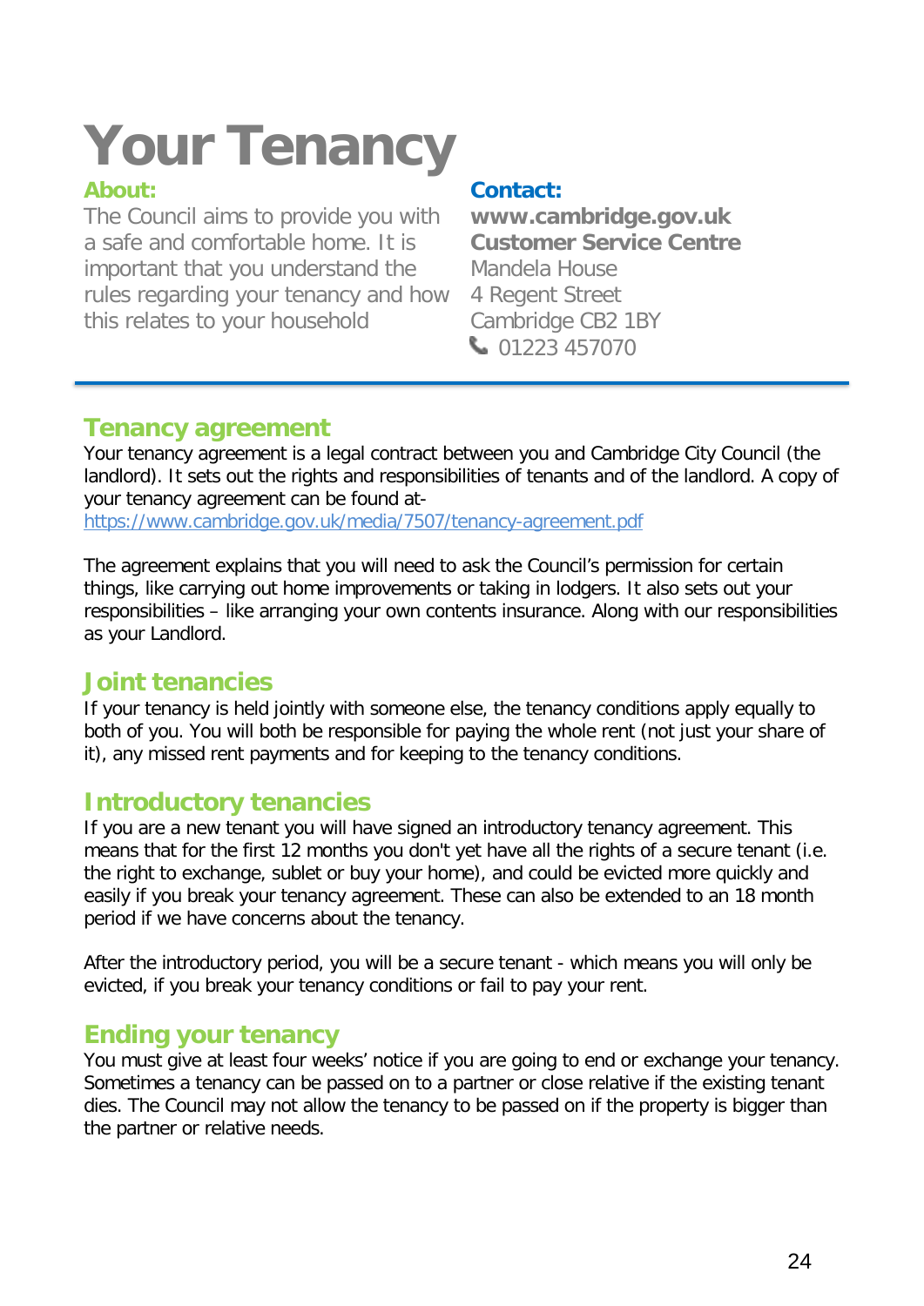# Your Tenancy

**About:**

The Council aims to provide you with a safe and comfortable home. It is important that you understand the rules regarding your tenancy and how this relates to your household

**Contact:**

**www.cambridge.gov.uk**
**Customer Service Centre**
Mandela House
4 Regent Street
Cambridge CB2 1BY
01223 457070

## Tenancy agreement

Your tenancy agreement is a legal contract between you and Cambridge City Council (the landlord). It sets out the rights and responsibilities of tenants and of the landlord. A copy of your tenancy agreement can be found at-
https://www.cambridge.gov.uk/media/7507/tenancy-agreement.pdf

The agreement explains that you will need to ask the Council's permission for certain things, like carrying out home improvements or taking in lodgers. It also sets out your responsibilities – like arranging your own contents insurance. Along with our responsibilities as your Landlord.

## Joint tenancies

If your tenancy is held jointly with someone else, the tenancy conditions apply equally to both of you. You will both be responsible for paying the whole rent (not just your share of it), any missed rent payments and for keeping to the tenancy conditions.

## Introductory tenancies

If you are a new tenant you will have signed an introductory tenancy agreement. This means that for the first 12 months you don't yet have all the rights of a secure tenant (i.e. the right to exchange, sublet or buy your home), and could be evicted more quickly and easily if you break your tenancy agreement. These can also be extended to an 18 month period if we have concerns about the tenancy.

After the introductory period, you will be a secure tenant - which means you will only be evicted, if you break your tenancy conditions or fail to pay your rent.

## Ending your tenancy

You must give at least four weeks' notice if you are going to end or exchange your tenancy. Sometimes a tenancy can be passed on to a partner or close relative if the existing tenant dies. The Council may not allow the tenancy to be passed on if the property is bigger than the partner or relative needs.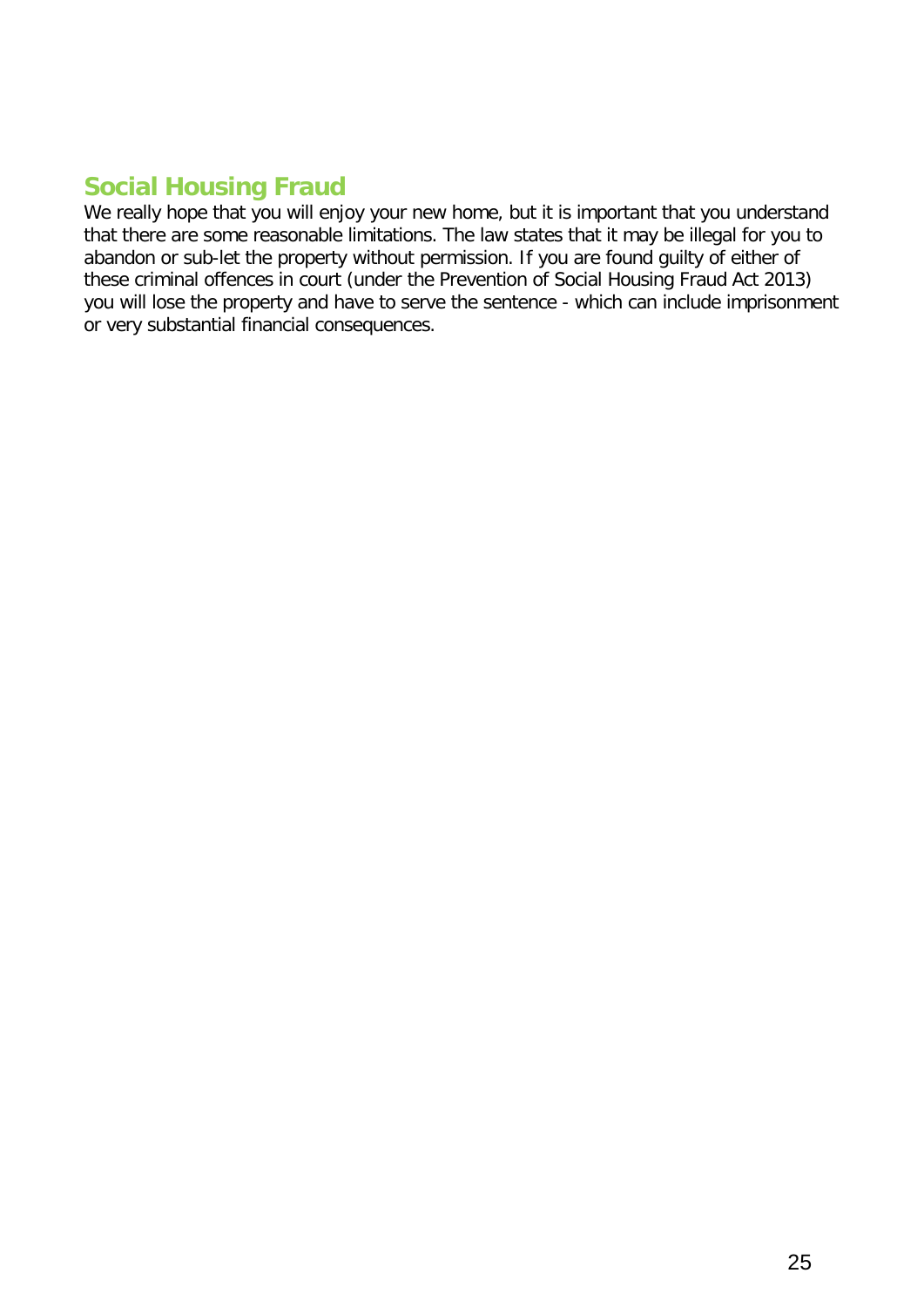## Social Housing Fraud

We really hope that you will enjoy your new home, but it is important that you understand that there are some reasonable limitations. The law states that it may be illegal for you to abandon or sub-let the property without permission. If you are found guilty of either of these criminal offences in court (under the Prevention of Social Housing Fraud Act 2013) you will lose the property and have to serve the sentence - which can include imprisonment or very substantial financial consequences.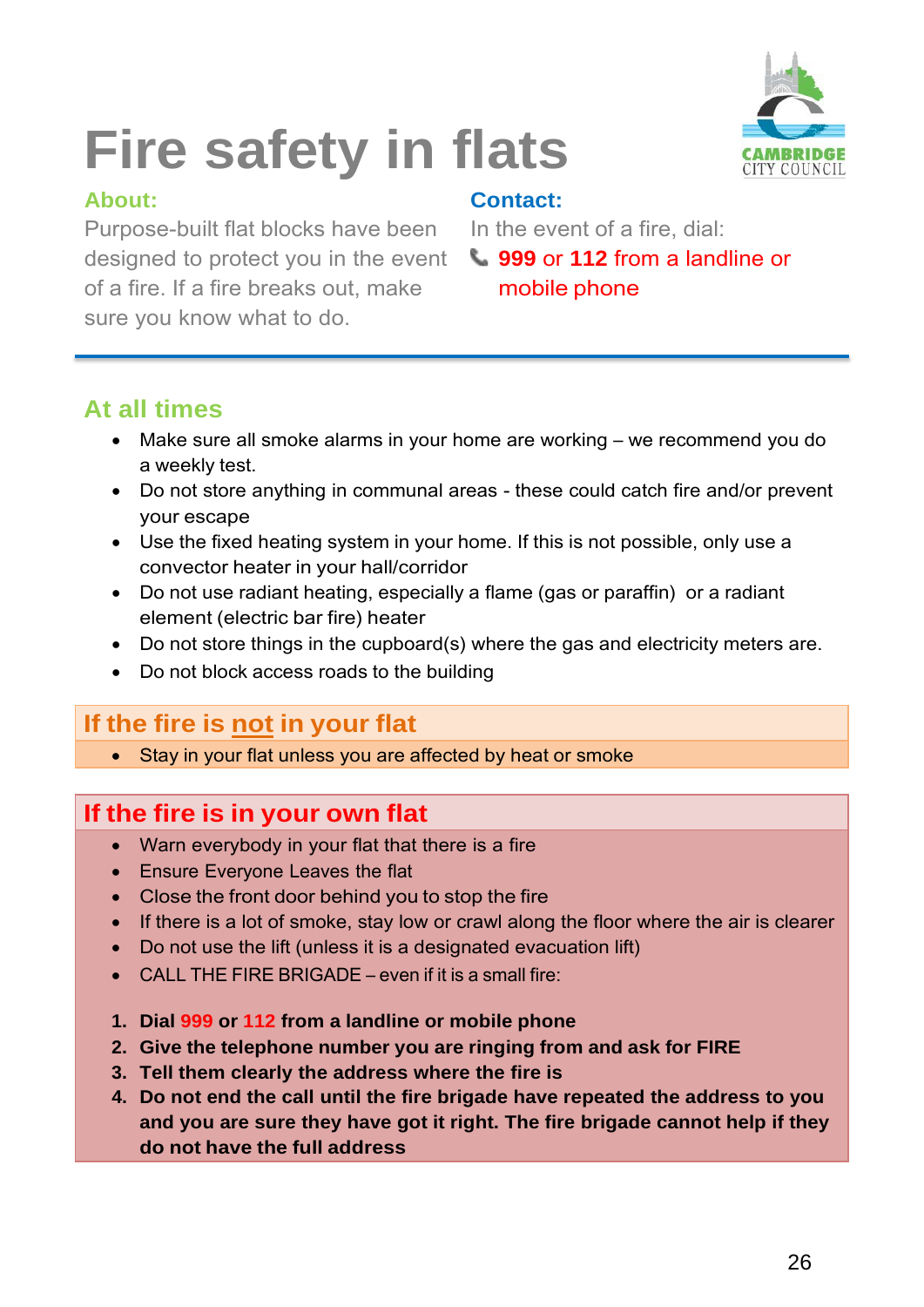# Fire safety in flats

**About:**

Purpose-built flat blocks have been designed to protect you in the event of a fire. If a fire breaks out, make sure you know what to do.

**Contact:**

In the event of a fire, dial:

**999** or **112** from a landline or mobile phone

## At all times

- Make sure all smoke alarms in your home are working – we recommend you do a weekly test.
- Do not store anything in communal areas - these could catch fire and/or prevent your escape
- Use the fixed heating system in your home. If this is not possible, only use a convector heater in your hall/corridor
- Do not use radiant heating, especially a flame (gas or paraffin) or a radiant element (electric bar fire) heater
- Do not store things in the cupboard(s) where the gas and electricity meters are.
- Do not block access roads to the building

## If the fire is not in your flat

- Stay in your flat unless you are affected by heat or smoke

## If the fire is in your own flat

- Warn everybody in your flat that there is a fire
- Ensure Everyone Leaves the flat
- Close the front door behind you to stop the fire
- If there is a lot of smoke, stay low or crawl along the floor where the air is clearer
- Do not use the lift (unless it is a designated evacuation lift)
- CALL THE FIRE BRIGADE – even if it is a small fire:

1. **Dial 999 or 112 from a landline or mobile phone**
2. **Give the telephone number you are ringing from and ask for FIRE**
3. **Tell them clearly the address where the fire is**
4. **Do not end the call until the fire brigade have repeated the address to you and you are sure they have got it right. The fire brigade cannot help if they do not have the full address**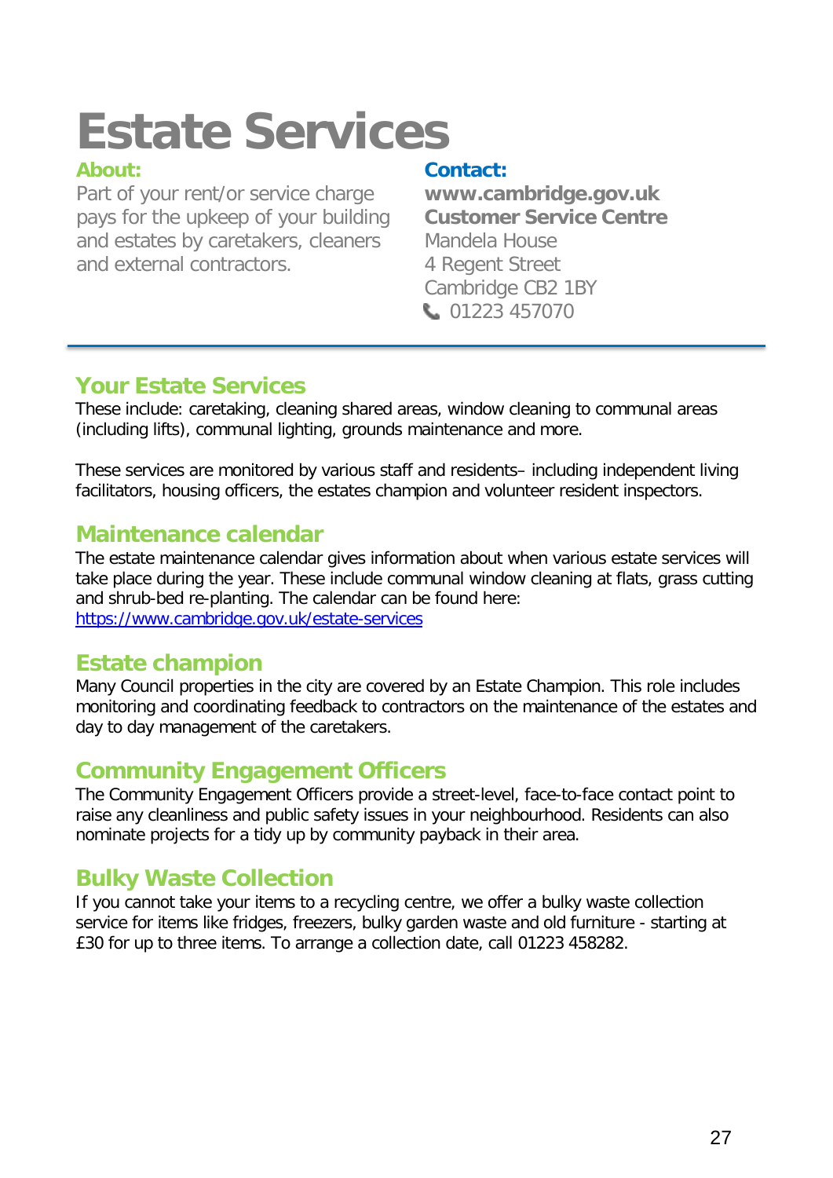# Estate Services

**About:**

Part of your rent/or service charge pays for the upkeep of your building and estates by caretakers, cleaners and external contractors.

**Contact:**

**www.cambridge.gov.uk**
**Customer Service Centre**
Mandela House
4 Regent Street
Cambridge CB2 1BY
01223 457070

---

## Your Estate Services

These include: caretaking, cleaning shared areas, window cleaning to communal areas (including lifts), communal lighting, grounds maintenance and more.

These services are monitored by various staff and residents– including independent living facilitators, housing officers, the estates champion and volunteer resident inspectors.

## Maintenance calendar

The estate maintenance calendar gives information about when various estate services will take place during the year. These include communal window cleaning at flats, grass cutting and shrub-bed re-planting. The calendar can be found here:
[https://www.cambridge.gov.uk/estate-services](https://www.cambridge.gov.uk/estate-services)

## Estate champion

Many Council properties in the city are covered by an Estate Champion. This role includes monitoring and coordinating feedback to contractors on the maintenance of the estates and day to day management of the caretakers.

## Community Engagement Officers

The Community Engagement Officers provide a street-level, face-to-face contact point to raise any cleanliness and public safety issues in your neighbourhood. Residents can also nominate projects for a tidy up by community payback in their area.

## Bulky Waste Collection

If you cannot take your items to a recycling centre, we offer a bulky waste collection service for items like fridges, freezers, bulky garden waste and old furniture - starting at £30 for up to three items. To arrange a collection date, call 01223 458282.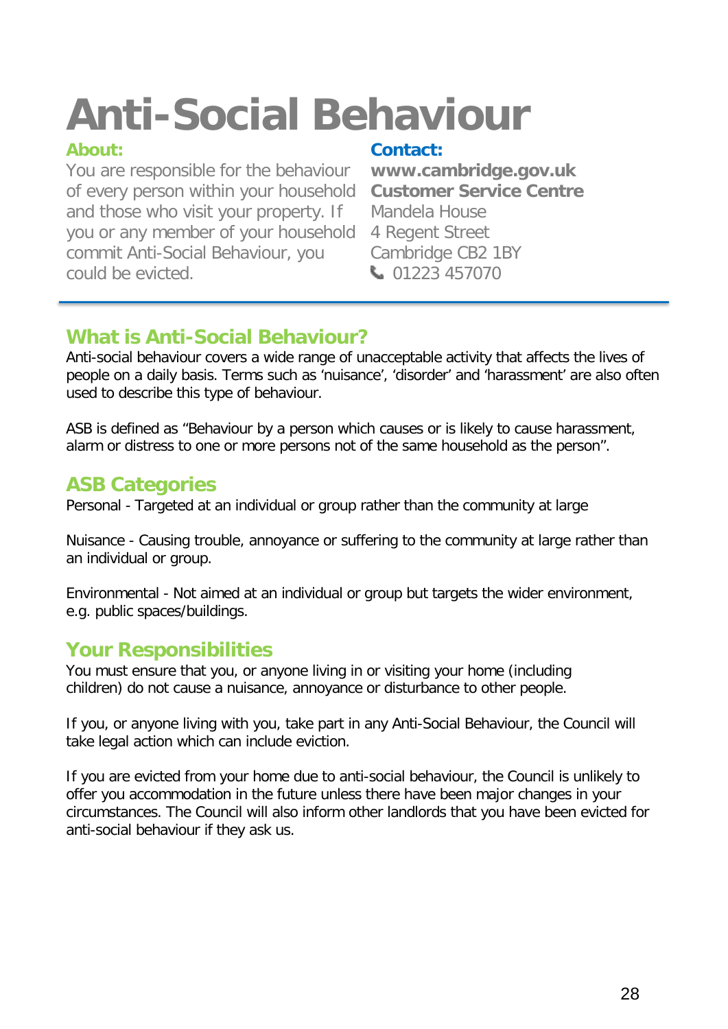# Anti-Social Behaviour

### About:

You are responsible for the behaviour of every person within your household and those who visit your property. If you or any member of your household commit Anti-Social Behaviour, you could be evicted.

### Contact:

**www.cambridge.gov.uk**
**Customer Service Centre**
Mandela House
4 Regent Street
Cambridge CB2 1BY
01223 457070

---

## What is Anti-Social Behaviour?

Anti-social behaviour covers a wide range of unacceptable activity that affects the lives of people on a daily basis. Terms such as 'nuisance', 'disorder' and 'harassment' are also often used to describe this type of behaviour.

ASB is defined as "Behaviour by a person which causes or is likely to cause harassment, alarm or distress to one or more persons not of the same household as the person".

## ASB Categories

Personal - Targeted at an individual or group rather than the community at large

Nuisance - Causing trouble, annoyance or suffering to the community at large rather than an individual or group.

Environmental - Not aimed at an individual or group but targets the wider environment, e.g. public spaces/buildings.

## Your Responsibilities

You must ensure that you, or anyone living in or visiting your home (including children) do not cause a nuisance, annoyance or disturbance to other people.

If you, or anyone living with you, take part in any Anti-Social Behaviour, the Council will take legal action which can include eviction.

If you are evicted from your home due to anti-social behaviour, the Council is unlikely to offer you accommodation in the future unless there have been major changes in your circumstances. The Council will also inform other landlords that you have been evicted for anti-social behaviour if they ask us.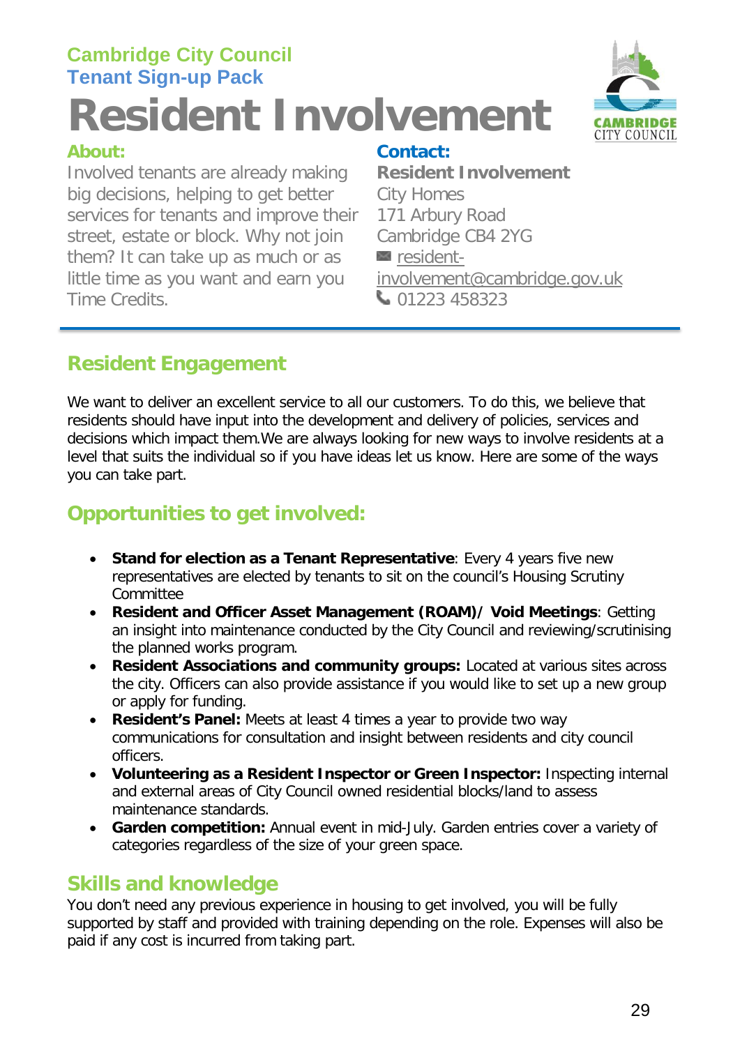**Cambridge City Council**
**Tenant Sign-up Pack**

# Resident Involvement

**About:**

Involved tenants are already making big decisions, helping to get better services for tenants and improve their street, estate or block. Why not join them? It can take up as much or as little time as you want and earn you Time Credits.

**Contact:**

**Resident Involvement**
City Homes
171 Arbury Road
Cambridge CB4 2YG
✉ resident-involvement@cambridge.gov.uk
📞 01223 458323

## Resident Engagement

We want to deliver an excellent service to all our customers. To do this, we believe that residents should have input into the development and delivery of policies, services and decisions which impact them.We are always looking for new ways to involve residents at a level that suits the individual so if you have ideas let us know. Here are some of the ways you can take part.

## Opportunities to get involved:

- **Stand for election as a Tenant Representative**: Every 4 years five new representatives are elected by tenants to sit on the council's Housing Scrutiny Committee
- **Resident and Officer Asset Management (ROAM)/ Void Meetings**: Getting an insight into maintenance conducted by the City Council and reviewing/scrutinising the planned works program.
- **Resident Associations and community groups:** Located at various sites across the city. Officers can also provide assistance if you would like to set up a new group or apply for funding.
- **Resident's Panel:** Meets at least 4 times a year to provide two way communications for consultation and insight between residents and city council officers.
- **Volunteering as a Resident Inspector or Green Inspector:** Inspecting internal and external areas of City Council owned residential blocks/land to assess maintenance standards.
- **Garden competition:** Annual event in mid-July. Garden entries cover a variety of categories regardless of the size of your green space.

## Skills and knowledge

You don't need any previous experience in housing to get involved, you will be fully supported by staff and provided with training depending on the role. Expenses will also be paid if any cost is incurred from taking part.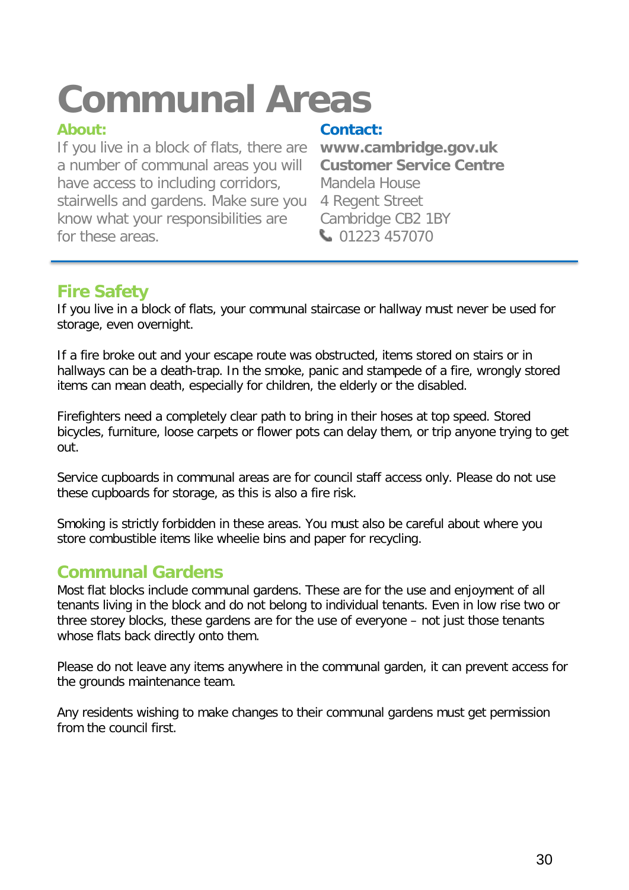# Communal Areas

**About:**

If you live in a block of flats, there are a number of communal areas you will have access to including corridors, stairwells and gardens. Make sure you know what your responsibilities are for these areas.

**Contact:**

**www.cambridge.gov.uk**
**Customer Service Centre**
Mandela House
4 Regent Street
Cambridge CB2 1BY
01223 457070

## Fire Safety

If you live in a block of flats, your communal staircase or hallway must never be used for storage, even overnight.

If a fire broke out and your escape route was obstructed, items stored on stairs or in hallways can be a death-trap. In the smoke, panic and stampede of a fire, wrongly stored items can mean death, especially for children, the elderly or the disabled.

Firefighters need a completely clear path to bring in their hoses at top speed. Stored bicycles, furniture, loose carpets or flower pots can delay them, or trip anyone trying to get out.

Service cupboards in communal areas are for council staff access only. Please do not use these cupboards for storage, as this is also a fire risk.

Smoking is strictly forbidden in these areas. You must also be careful about where you store combustible items like wheelie bins and paper for recycling.

## Communal Gardens

Most flat blocks include communal gardens. These are for the use and enjoyment of all tenants living in the block and do not belong to individual tenants. Even in low rise two or three storey blocks, these gardens are for the use of everyone – not just those tenants whose flats back directly onto them.

Please do not leave any items anywhere in the communal garden, it can prevent access for the grounds maintenance team.

Any residents wishing to make changes to their communal gardens must get permission from the council first.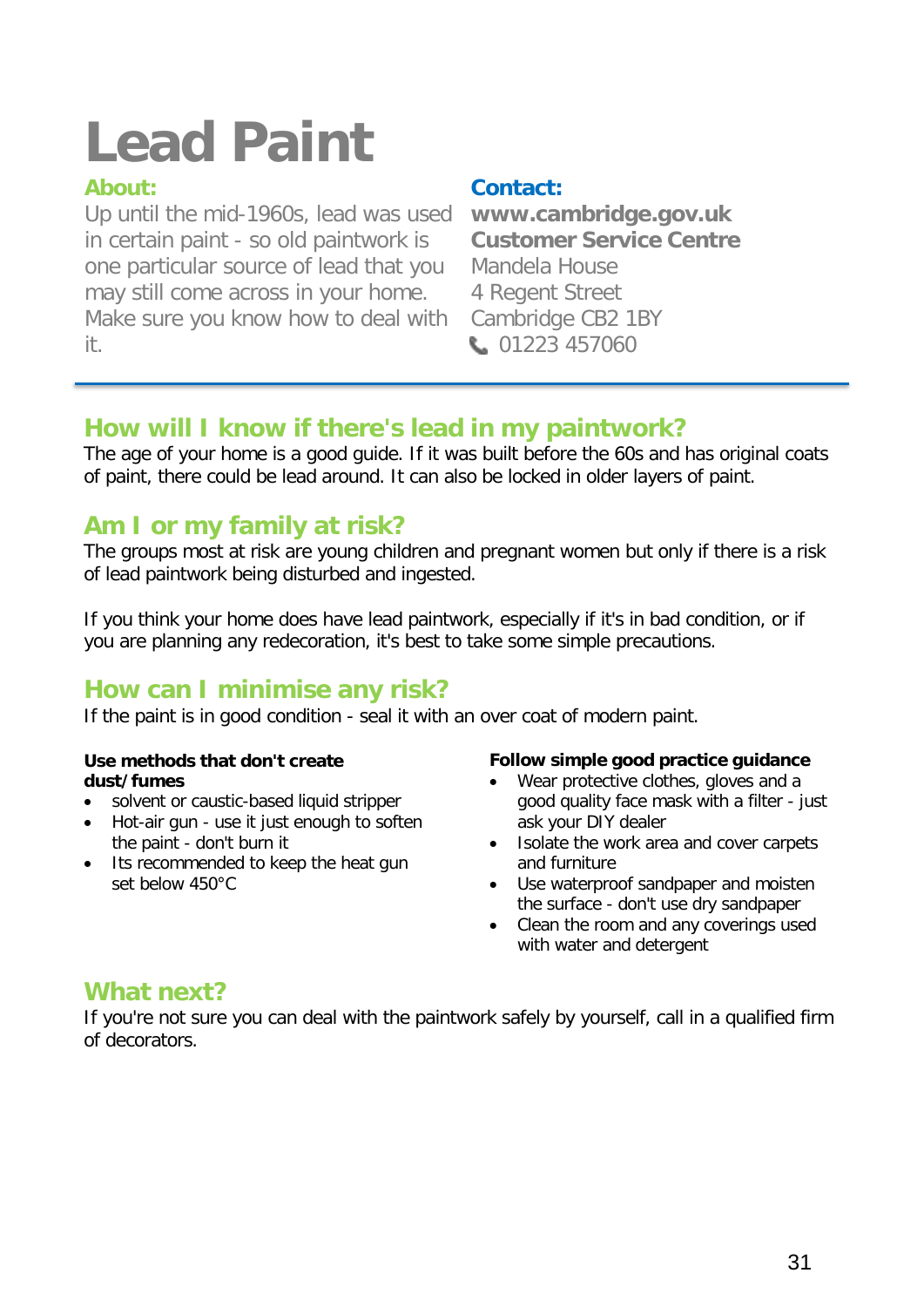# Lead Paint

**About:**

Up until the mid-1960s, lead was used in certain paint - so old paintwork is one particular source of lead that you may still come across in your home. Make sure you know how to deal with it.

**Contact:**

**www.cambridge.gov.uk**
**Customer Service Centre**
Mandela House
4 Regent Street
Cambridge CB2 1BY
01223 457060

## How will I know if there's lead in my paintwork?

The age of your home is a good guide. If it was built before the 60s and has original coats of paint, there could be lead around. It can also be locked in older layers of paint.

## Am I or my family at risk?

The groups most at risk are young children and pregnant women but only if there is a risk of lead paintwork being disturbed and ingested.

If you think your home does have lead paintwork, especially if it's in bad condition, or if you are planning any redecoration, it's best to take some simple precautions.

## How can I minimise any risk?

If the paint is in good condition - seal it with an over coat of modern paint.

**Use methods that don't create dust/fumes**

- solvent or caustic-based liquid stripper
- Hot-air gun - use it just enough to soften the paint - don't burn it
- Its recommended to keep the heat gun set below 450°C

**Follow simple good practice guidance**

- Wear protective clothes, gloves and a good quality face mask with a filter - just ask your DIY dealer
- Isolate the work area and cover carpets and furniture
- Use waterproof sandpaper and moisten the surface - don't use dry sandpaper
- Clean the room and any coverings used with water and detergent

## What next?

If you're not sure you can deal with the paintwork safely by yourself, call in a qualified firm of decorators.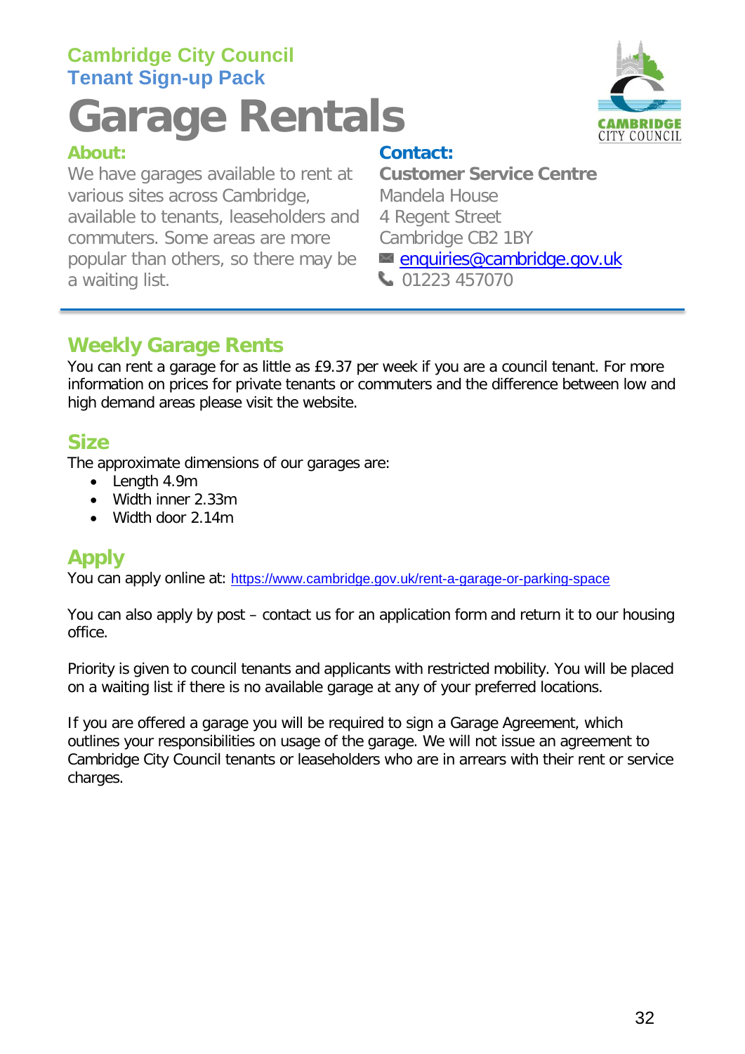**Cambridge City Council**
**Tenant Sign-up Pack**

# Garage Rentals

## About:

We have garages available to rent at various sites across Cambridge, available to tenants, leaseholders and commuters. Some areas are more popular than others, so there may be a waiting list.

## Contact:

**Customer Service Centre**
Mandela House
4 Regent Street
Cambridge CB2 1BY
enquiries@cambridge.gov.uk
01223 457070

## Weekly Garage Rents

You can rent a garage for as little as £9.37 per week if you are a council tenant. For more information on prices for private tenants or commuters and the difference between low and high demand areas please visit the website.

## Size

The approximate dimensions of our garages are:

- Length 4.9m
- Width inner 2.33m
- Width door 2.14m

## Apply

You can apply online at: https://www.cambridge.gov.uk/rent-a-garage-or-parking-space

You can also apply by post – contact us for an application form and return it to our housing office.

Priority is given to council tenants and applicants with restricted mobility. You will be placed on a waiting list if there is no available garage at any of your preferred locations.

If you are offered a garage you will be required to sign a Garage Agreement, which outlines your responsibilities on usage of the garage. We will not issue an agreement to Cambridge City Council tenants or leaseholders who are in arrears with their rent or service charges.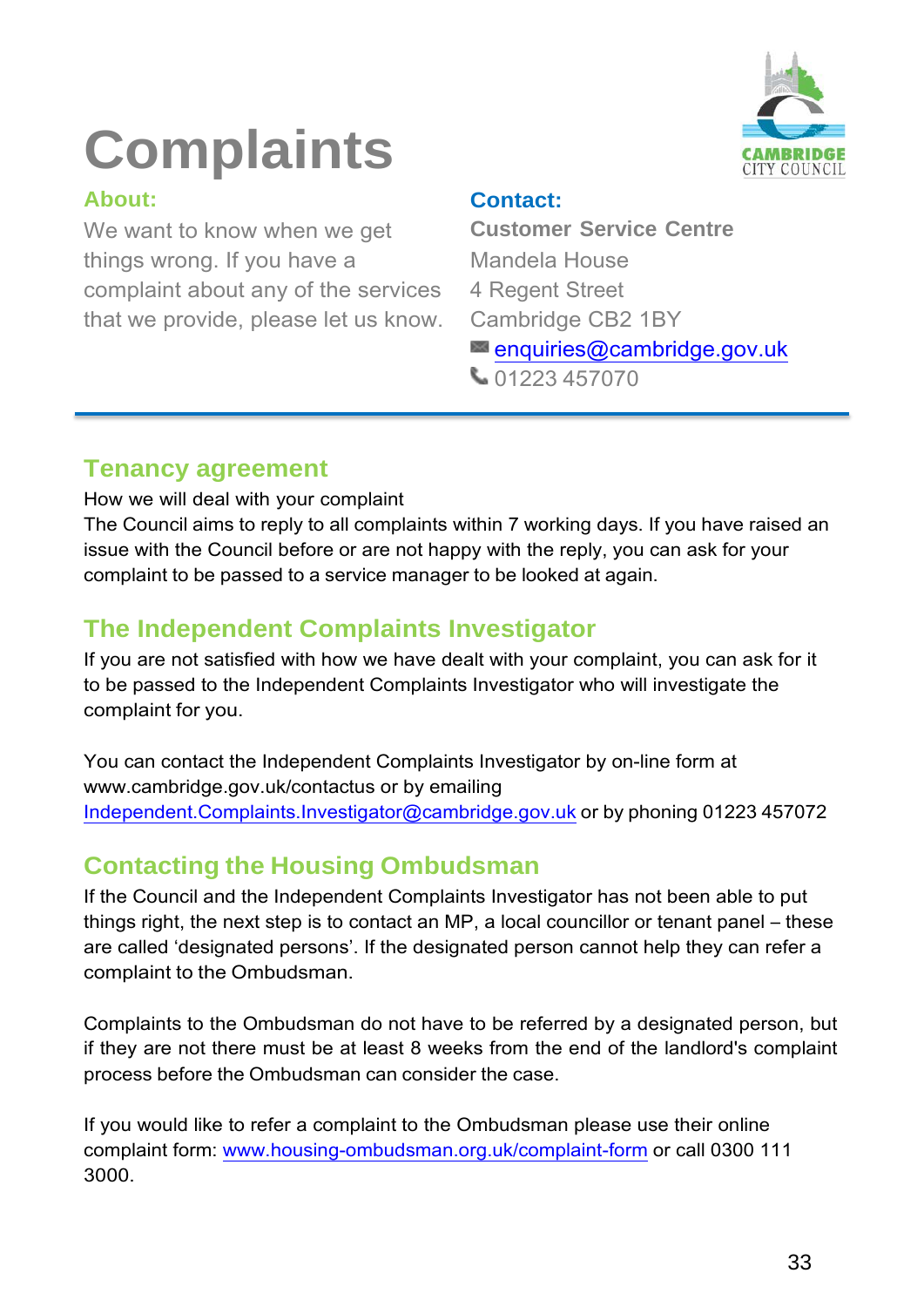# Complaints

**About:**

We want to know when we get things wrong. If you have a complaint about any of the services that we provide, please let us know.

**Contact:**

**Customer Service Centre**
Mandela House
4 Regent Street
Cambridge CB2 1BY
enquiries@cambridge.gov.uk
01223 457070

## Tenancy agreement

How we will deal with your complaint

The Council aims to reply to all complaints within 7 working days. If you have raised an issue with the Council before or are not happy with the reply, you can ask for your complaint to be passed to a service manager to be looked at again.

## The Independent Complaints Investigator

If you are not satisfied with how we have dealt with your complaint, you can ask for it to be passed to the Independent Complaints Investigator who will investigate the complaint for you.

You can contact the Independent Complaints Investigator by on-line form at www.cambridge.gov.uk/contactus or by emailing Independent.Complaints.Investigator@cambridge.gov.uk or by phoning 01223 457072

## Contacting the Housing Ombudsman

If the Council and the Independent Complaints Investigator has not been able to put things right, the next step is to contact an MP, a local councillor or tenant panel – these are called 'designated persons'. If the designated person cannot help they can refer a complaint to the Ombudsman.

Complaints to the Ombudsman do not have to be referred by a designated person, but if they are not there must be at least 8 weeks from the end of the landlord's complaint process before the Ombudsman can consider the case.

If you would like to refer a complaint to the Ombudsman please use their online complaint form: www.housing-ombudsman.org.uk/complaint-form or call 0300 111 3000.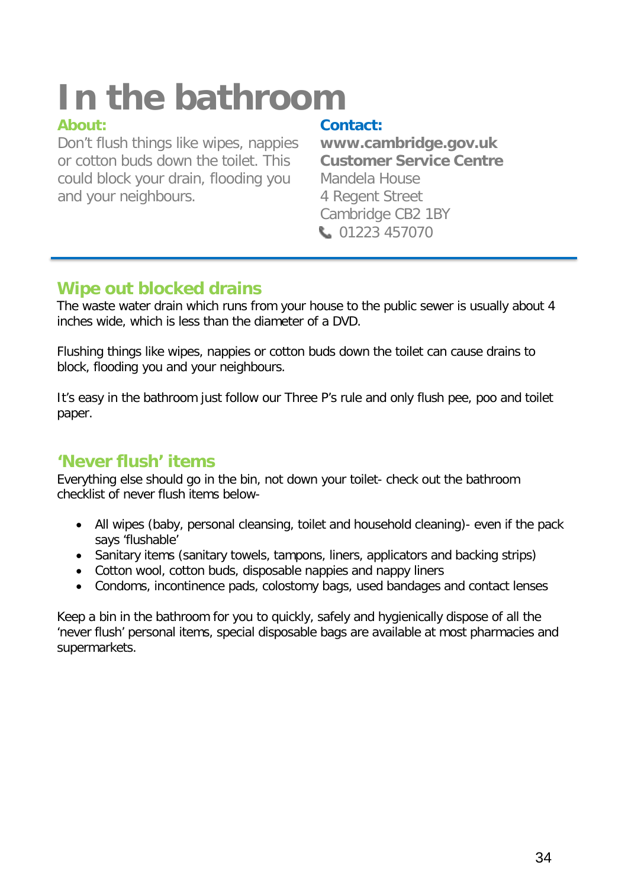# In the bathroom

**About:**

Don't flush things like wipes, nappies or cotton buds down the toilet. This could block your drain, flooding you and your neighbours.

**Contact:**

**www.cambridge.gov.uk**
**Customer Service Centre**
Mandela House
4 Regent Street
Cambridge CB2 1BY
01223 457070

## Wipe out blocked drains

The waste water drain which runs from your house to the public sewer is usually about 4 inches wide, which is less than the diameter of a DVD.

Flushing things like wipes, nappies or cotton buds down the toilet can cause drains to block, flooding you and your neighbours.

It's easy in the bathroom just follow our Three P's rule and only flush pee, poo and toilet paper.

## 'Never flush' items

Everything else should go in the bin, not down your toilet- check out the bathroom checklist of never flush items below-

- All wipes (baby, personal cleansing, toilet and household cleaning)- even if the pack says 'flushable'
- Sanitary items (sanitary towels, tampons, liners, applicators and backing strips)
- Cotton wool, cotton buds, disposable nappies and nappy liners
- Condoms, incontinence pads, colostomy bags, used bandages and contact lenses

Keep a bin in the bathroom for you to quickly, safely and hygienically dispose of all the 'never flush' personal items, special disposable bags are available at most pharmacies and supermarkets.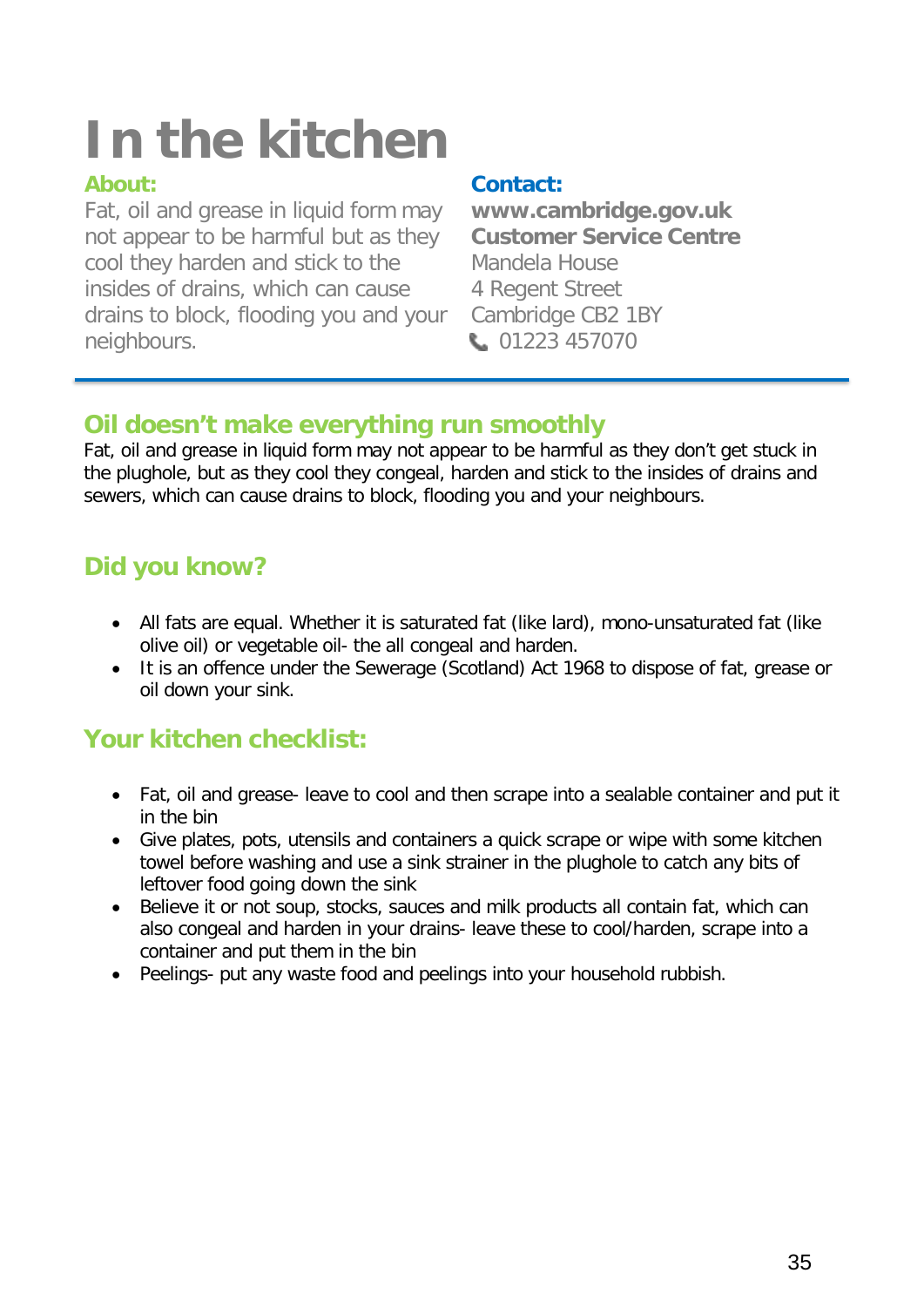# In the kitchen

**About:**

Fat, oil and grease in liquid form may not appear to be harmful but as they cool they harden and stick to the insides of drains, which can cause drains to block, flooding you and your neighbours.

**Contact:**

**www.cambridge.gov.uk**
**Customer Service Centre**
Mandela House
4 Regent Street
Cambridge CB2 1BY
01223 457070

## Oil doesn't make everything run smoothly

Fat, oil and grease in liquid form may not appear to be harmful as they don't get stuck in the plughole, but as they cool they congeal, harden and stick to the insides of drains and sewers, which can cause drains to block, flooding you and your neighbours.

## Did you know?

- All fats are equal. Whether it is saturated fat (like lard), mono-unsaturated fat (like olive oil) or vegetable oil- the all congeal and harden.
- It is an offence under the Sewerage (Scotland) Act 1968 to dispose of fat, grease or oil down your sink.

## Your kitchen checklist:

- Fat, oil and grease- leave to cool and then scrape into a sealable container and put it in the bin
- Give plates, pots, utensils and containers a quick scrape or wipe with some kitchen towel before washing and use a sink strainer in the plughole to catch any bits of leftover food going down the sink
- Believe it or not soup, stocks, sauces and milk products all contain fat, which can also congeal and harden in your drains- leave these to cool/harden, scrape into a container and put them in the bin
- Peelings- put any waste food and peelings into your household rubbish.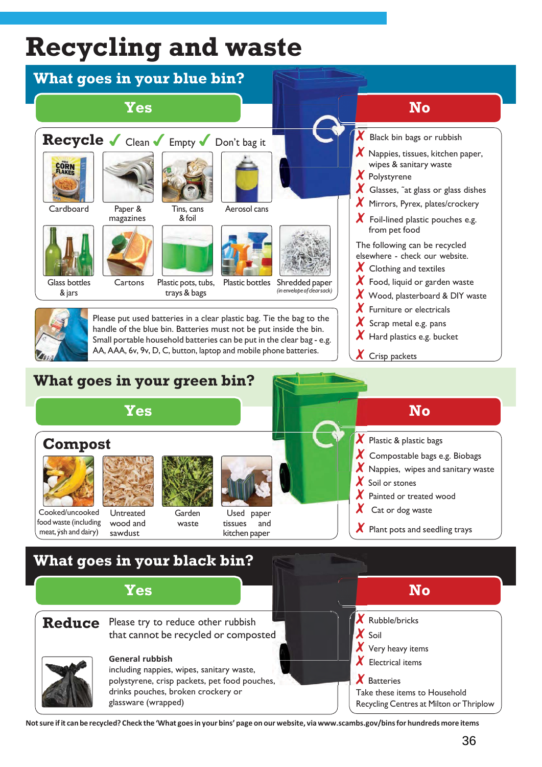# Recycling and waste

## What goes in your blue bin?

### Yes

**Recycle** ✓ Clean ✓ Empty ✓ Don't bag it

- Cardboard
- Paper & magazines
- Tins, cans & foil
- Aerosol cans
- Glass bottles & jars
- Cartons
- Plastic pots, tubs, trays & bags
- Plastic bottles
- Shredded paper (in envelope of clear sack)

Please put used batteries in a clear plastic bag. Tie the bag to the handle of the blue bin. Batteries must not be put inside the blue bin. Small portable household batteries can be put in the clear bag - e.g. AA, AAA, 6v, 9v, D, C, button, laptop and mobile phone batteries.

### No

- ✗ Black bin bags or rubbish
- ✗ Nappies, tissues, kitchen paper, wipes & sanitary waste
- ✗ Polystyrene
- ✗ Glasses, flat glass or glass dishes
- ✗ Mirrors, Pyrex, plates/crockery
- ✗ Foil-lined plastic pouches e.g. from pet food

The following can be recycled elsewhere - check our website.

- ✗ Clothing and textiles
- ✗ Food, liquid or garden waste
- ✗ Wood, plasterboard & DIY waste
- ✗ Furniture or electricals
- ✗ Scrap metal e.g. pans
- ✗ Hard plastics e.g. bucket
- ✗ Crisp packets

## What goes in your green bin?

### Yes

**Compost**

- Cooked/uncooked food waste (including meat, fish and dairy)
- Untreated wood and sawdust
- Garden waste
- Used paper tissues and kitchen paper

### No

- ✗ Plastic & plastic bags
- ✗ Compostable bags e.g. Biobags
- ✗ Nappies, wipes and sanitary waste
- ✗ Soil or stones
- ✗ Painted or treated wood
- ✗ Cat or dog waste
- ✗ Plant pots and seedling trays

## What goes in your black bin?

### Yes

**Reduce** Please try to reduce other rubbish that cannot be recycled or composted

**General rubbish**
including nappies, wipes, sanitary waste, polystyrene, crisp packets, pet food pouches, drinks pouches, broken crockery or glassware (wrapped)

### No

- ✗ Rubble/bricks
- ✗ Soil
- ✗ Very heavy items
- ✗ Electrical items
- ✗ Batteries

Take these items to Household Recycling Centres at Milton or Thriplow

**Not sure if it can be recycled? Check the 'What goes in your bins' page on our website, via www.scambs.gov/bins for hundreds more items**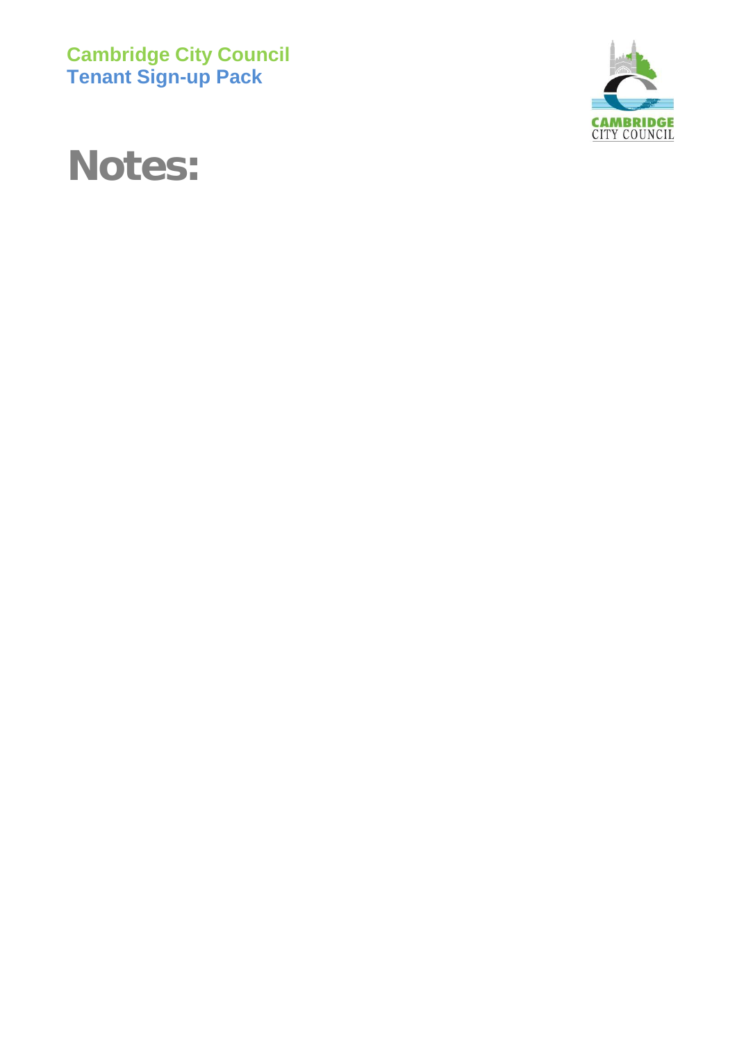# Notes: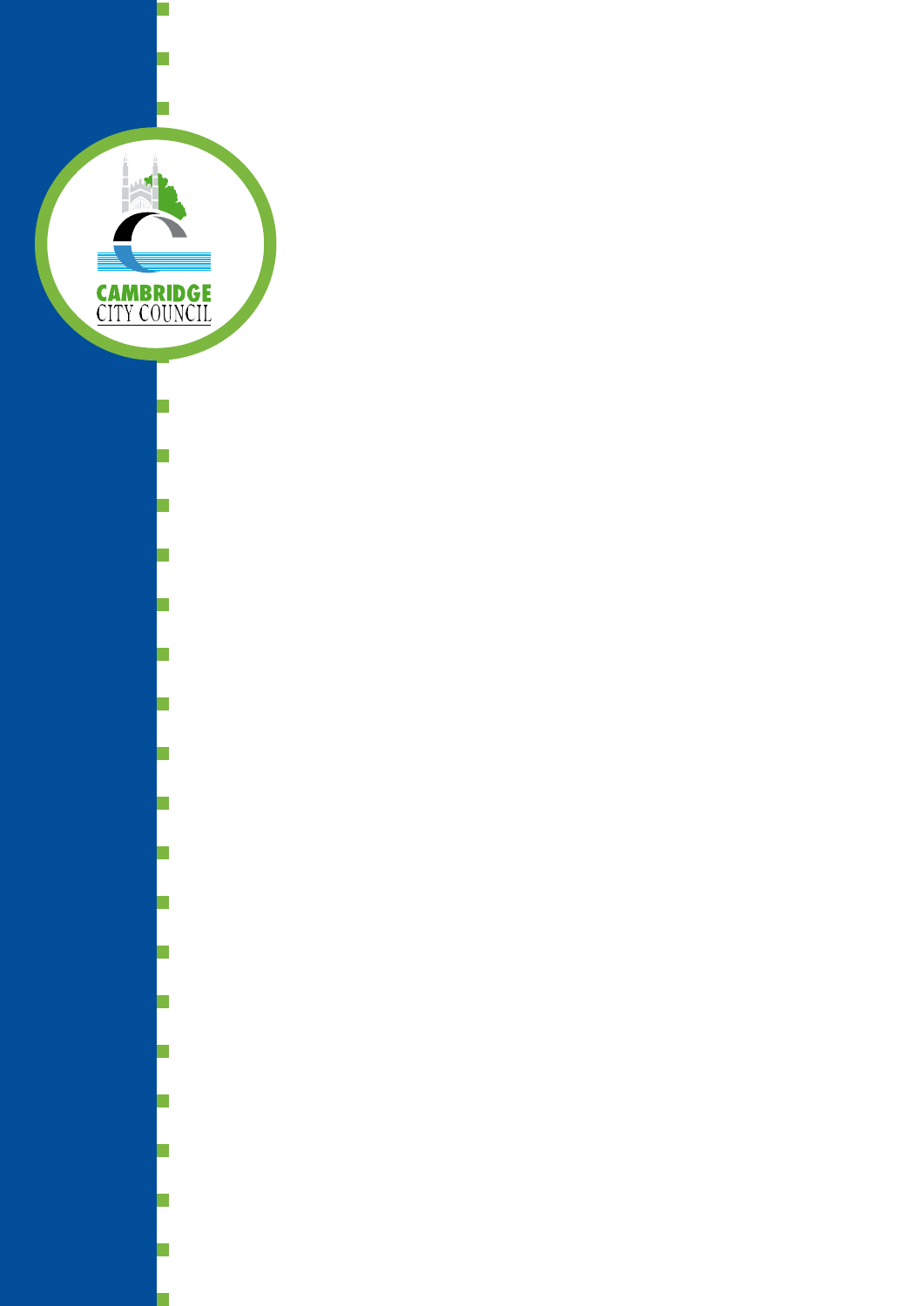CAMBRIDGE CITY COUNCIL